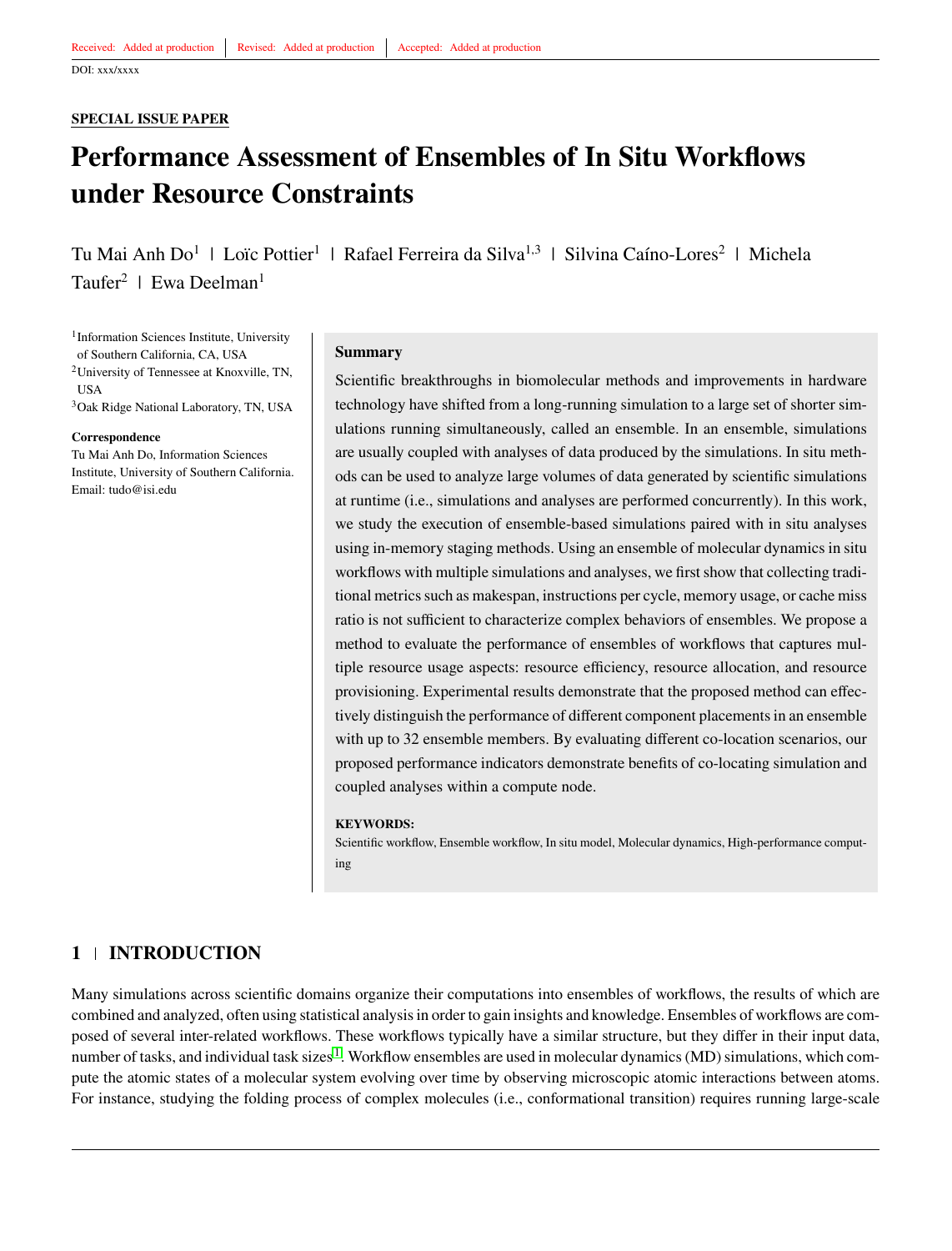Received: Added at production | Revised: Added at production | Accepted: Added at production

DOI: xxx/xxxx

**SPECIAL ISSUE PAPER**

# Performance Assessment of Ensembles of In Situ Workflows under Resource Constraints

Tu Mai Anh Do[1] | Loïc Pottier[1] | Rafael Ferreira da Silva[1,3] | Silvina Caíno-Lores[2] | Michela Taufer[2] | Ewa Deelman[1]

[1]Information Sciences Institute, University of Southern California, CA, USA
[2]University of Tennessee at Knoxville, TN, USA
[3]Oak Ridge National Laboratory, TN, USA

**Correspondence**
Tu Mai Anh Do, Information Sciences Institute, University of Southern California. Email: tudo@isi.edu

## Summary

Scientific breakthroughs in biomolecular methods and improvements in hardware technology have shifted from a long-running simulation to a large set of shorter simulations running simultaneously, called an ensemble. In an ensemble, simulations are usually coupled with analyses of data produced by the simulations. In situ methods can be used to analyze large volumes of data generated by scientific simulations at runtime (i.e., simulations and analyses are performed concurrently). In this work, we study the execution of ensemble-based simulations paired with in situ analyses using in-memory staging methods. Using an ensemble of molecular dynamics in situ workflows with multiple simulations and analyses, we first show that collecting traditional metrics such as makespan, instructions per cycle, memory usage, or cache miss ratio is not sufficient to characterize complex behaviors of ensembles. We propose a method to evaluate the performance of ensembles of workflows that captures multiple resource usage aspects: resource efficiency, resource allocation, and resource provisioning. Experimental results demonstrate that the proposed method can effectively distinguish the performance of different component placements in an ensemble with up to 32 ensemble members. By evaluating different co-location scenarios, our proposed performance indicators demonstrate benefits of co-locating simulation and coupled analyses within a compute node.

**KEYWORDS:**
Scientific workflow, Ensemble workflow, In situ model, Molecular dynamics, High-performance computing

## 1 | INTRODUCTION

Many simulations across scientific domains organize their computations into ensembles of workflows, the results of which are combined and analyzed, often using statistical analysis in order to gain insights and knowledge. Ensembles of workflows are composed of several inter-related workflows. These workflows typically have a similar structure, but they differ in their input data, number of tasks, and individual task sizes[1]. Workflow ensembles are used in molecular dynamics (MD) simulations, which compute the atomic states of a molecular system evolving over time by observing microscopic atomic interactions between atoms. For instance, studying the folding process of complex molecules (i.e., conformational transition) requires running large-scale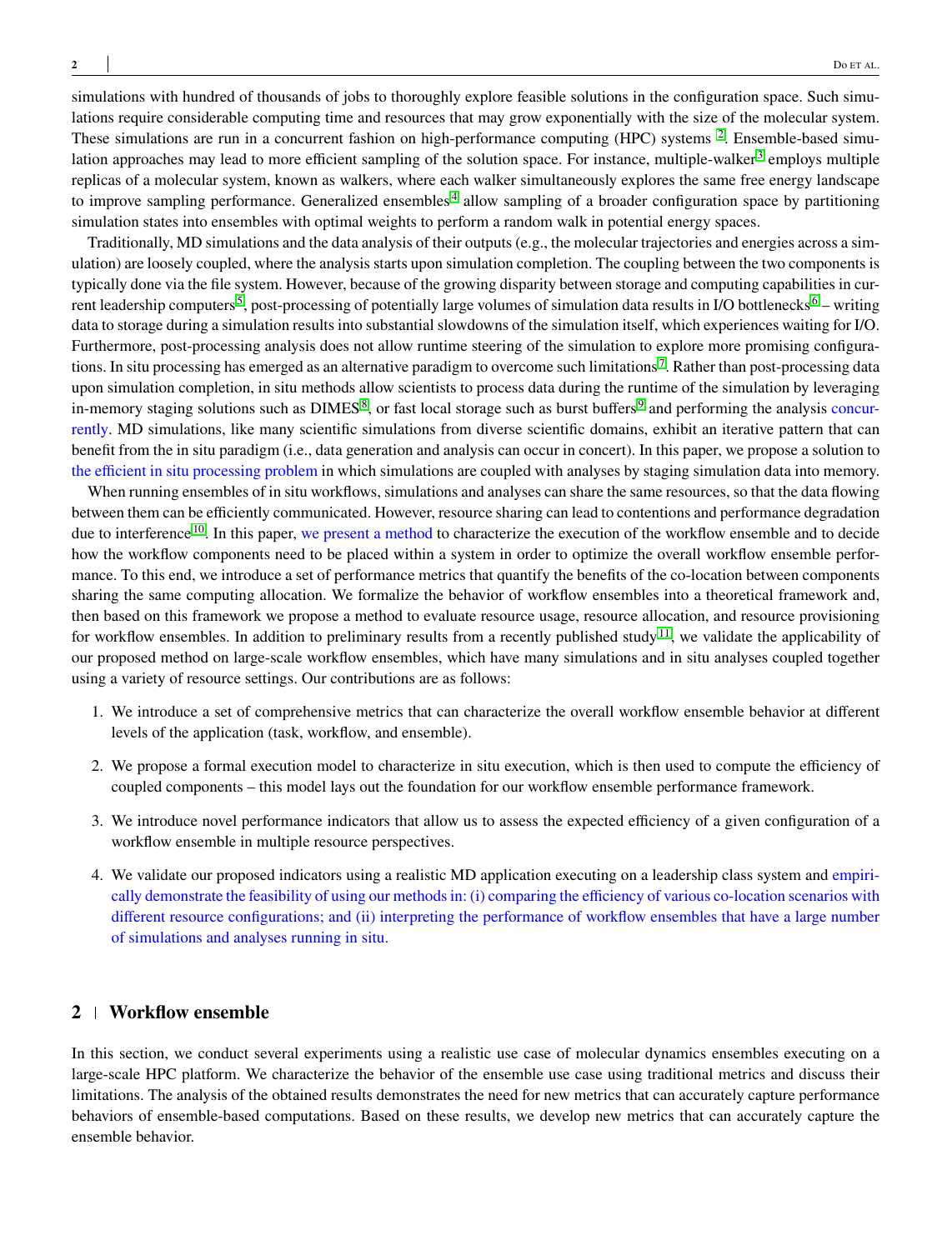simulations with hundred of thousands of jobs to thoroughly explore feasible solutions in the configuration space. Such simulations require considerable computing time and resources that may grow exponentially with the size of the molecular system. These simulations are run in a concurrent fashion on high-performance computing (HPC) systems [2]. Ensemble-based simulation approaches may lead to more efficient sampling of the solution space. For instance, multiple-walker[3] employs multiple replicas of a molecular system, known as walkers, where each walker simultaneously explores the same free energy landscape to improve sampling performance. Generalized ensembles[4] allow sampling of a broader configuration space by partitioning simulation states into ensembles with optimal weights to perform a random walk in potential energy spaces.

Traditionally, MD simulations and the data analysis of their outputs (e.g., the molecular trajectories and energies across a simulation) are loosely coupled, where the analysis starts upon simulation completion. The coupling between the two components is typically done via the file system. However, because of the growing disparity between storage and computing capabilities in current leadership computers[5], post-processing of potentially large volumes of simulation data results in I/O bottlenecks[6] – writing data to storage during a simulation results into substantial slowdowns of the simulation itself, which experiences waiting for I/O. Furthermore, post-processing analysis does not allow runtime steering of the simulation to explore more promising configurations. In situ processing has emerged as an alternative paradigm to overcome such limitations[7]. Rather than post-processing data upon simulation completion, in situ methods allow scientists to process data during the runtime of the simulation by leveraging in-memory staging solutions such as DIMES[8], or fast local storage such as burst buffers[9] and performing the analysis concurrently. MD simulations, like many scientific simulations from diverse scientific domains, exhibit an iterative pattern that can benefit from the in situ paradigm (i.e., data generation and analysis can occur in concert). In this paper, we propose a solution to the efficient in situ processing problem in which simulations are coupled with analyses by staging simulation data into memory.

When running ensembles of in situ workflows, simulations and analyses can share the same resources, so that the data flowing between them can be efficiently communicated. However, resource sharing can lead to contentions and performance degradation due to interference[10]. In this paper, we present a method to characterize the execution of the workflow ensemble and to decide how the workflow components need to be placed within a system in order to optimize the overall workflow ensemble performance. To this end, we introduce a set of performance metrics that quantify the benefits of the co-location between components sharing the same computing allocation. We formalize the behavior of workflow ensembles into a theoretical framework and, then based on this framework we propose a method to evaluate resource usage, resource allocation, and resource provisioning for workflow ensembles. In addition to preliminary results from a recently published study[11], we validate the applicability of our proposed method on large-scale workflow ensembles, which have many simulations and in situ analyses coupled together using a variety of resource settings. Our contributions are as follows:

1. We introduce a set of comprehensive metrics that can characterize the overall workflow ensemble behavior at different levels of the application (task, workflow, and ensemble).
2. We propose a formal execution model to characterize in situ execution, which is then used to compute the efficiency of coupled components – this model lays out the foundation for our workflow ensemble performance framework.
3. We introduce novel performance indicators that allow us to assess the expected efficiency of a given configuration of a workflow ensemble in multiple resource perspectives.
4. We validate our proposed indicators using a realistic MD application executing on a leadership class system and empirically demonstrate the feasibility of using our methods in: (i) comparing the efficiency of various co-location scenarios with different resource configurations; and (ii) interpreting the performance of workflow ensembles that have a large number of simulations and analyses running in situ.

## 2 | Workflow ensemble

In this section, we conduct several experiments using a realistic use case of molecular dynamics ensembles executing on a large-scale HPC platform. We characterize the behavior of the ensemble use case using traditional metrics and discuss their limitations. The analysis of the obtained results demonstrates the need for new metrics that can accurately capture performance behaviors of ensemble-based computations. Based on these results, we develop new metrics that can accurately capture the ensemble behavior.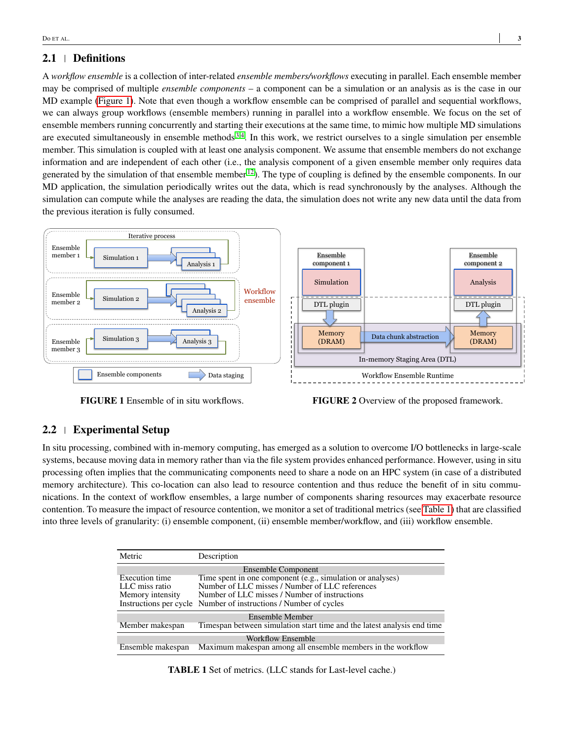## 2.1 | Definitions

A *workflow ensemble* is a collection of inter-related *ensemble members/workflows* executing in parallel. Each ensemble member may be comprised of multiple *ensemble components* – a component can be a simulation or an analysis as is the case in our MD example (Figure 1). Note that even though a workflow ensemble can be comprised of parallel and sequential workflows, we can always group workflows (ensemble members) running in parallel into a workflow ensemble. We focus on the set of ensemble members running concurrently and starting their executions at the same time, to mimic how multiple MD simulations are executed simultaneously in ensemble methods[3,4]. In this work, we restrict ourselves to a single simulation per ensemble member. This simulation is coupled with at least one analysis component. We assume that ensemble members do not exchange information and are independent of each other (i.e., the analysis component of a given ensemble member only requires data generated by the simulation of that ensemble member[12]). The type of coupling is defined by the ensemble components. In our MD application, the simulation periodically writes out the data, which is read synchronously by the analyses. Although the simulation can compute while the analyses are reading the data, the simulation does not write any new data until the data from the previous iteration is fully consumed.

**FIGURE 1** Ensemble of in situ workflows.

**FIGURE 2** Overview of the proposed framework.

## 2.2 | Experimental Setup

In situ processing, combined with in-memory computing, has emerged as a solution to overcome I/O bottlenecks in large-scale systems, because moving data in memory rather than via the file system provides enhanced performance. However, using in situ processing often implies that the communicating components need to share a node on an HPC system (in case of a distributed memory architecture). This co-location can also lead to resource contention and thus reduce the benefit of in situ communications. In the context of workflow ensembles, a large number of components sharing resources may exacerbate resource contention. To measure the impact of resource contention, we monitor a set of traditional metrics (see Table 1) that are classified into three levels of granularity: (i) ensemble component, (ii) ensemble member/workflow, and (iii) workflow ensemble.

| Metric | Description |
|---|---|
| **Ensemble Component** | |
| Execution time | Time spent in one component (e.g., simulation or analyses) |
| LLC miss ratio | Number of LLC misses / Number of LLC references |
| Memory intensity | Number of LLC misses / Number of instructions |
| Instructions per cycle | Number of instructions / Number of cycles |
| **Ensemble Member** | |
| Member makespan | Timespan between simulation start time and the latest analysis end time |
| **Workflow Ensemble** | |
| Ensemble makespan | Maximum makespan among all ensemble members in the workflow |

**TABLE 1** Set of metrics. (LLC stands for Last-level cache.)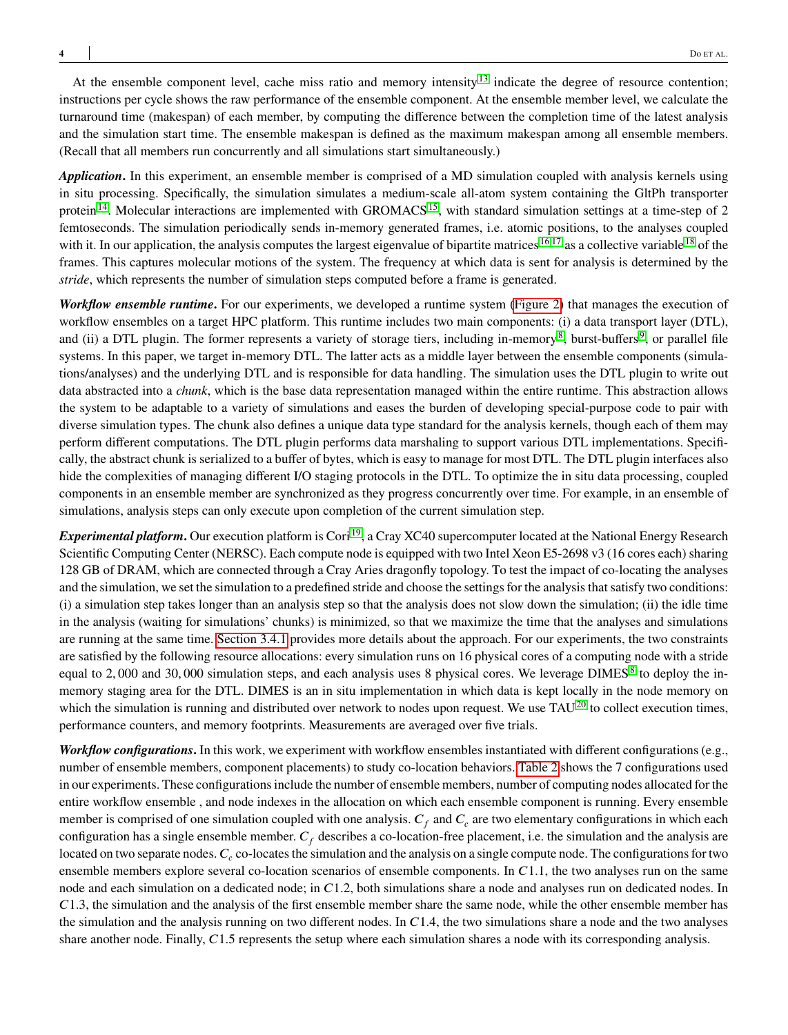At the ensemble component level, cache miss ratio and memory intensity[13] indicate the degree of resource contention; instructions per cycle shows the raw performance of the ensemble component. At the ensemble member level, we calculate the turnaround time (makespan) of each member, by computing the difference between the completion time of the latest analysis and the simulation start time. The ensemble makespan is defined as the maximum makespan among all ensemble members. (Recall that all members run concurrently and all simulations start simultaneously.)

***Application.*** In this experiment, an ensemble member is comprised of a MD simulation coupled with analysis kernels using in situ processing. Specifically, the simulation simulates a medium-scale all-atom system containing the GltPh transporter protein[14]. Molecular interactions are implemented with GROMACS[15], with standard simulation settings at a time-step of 2 femtoseconds. The simulation periodically sends in-memory generated frames, i.e. atomic positions, to the analyses coupled with it. In our application, the analysis computes the largest eigenvalue of bipartite matrices[16,17] as a collective variable[18] of the frames. This captures molecular motions of the system. The frequency at which data is sent for analysis is determined by the *stride*, which represents the number of simulation steps computed before a frame is generated.

***Workflow ensemble runtime.*** For our experiments, we developed a runtime system (Figure 2) that manages the execution of workflow ensembles on a target HPC platform. This runtime includes two main components: (i) a data transport layer (DTL), and (ii) a DTL plugin. The former represents a variety of storage tiers, including in-memory[8], burst-buffers[9], or parallel file systems. In this paper, we target in-memory DTL. The latter acts as a middle layer between the ensemble components (simulations/analyses) and the underlying DTL and is responsible for data handling. The simulation uses the DTL plugin to write out data abstracted into a *chunk*, which is the base data representation managed within the entire runtime. This abstraction allows the system to be adaptable to a variety of simulations and eases the burden of developing special-purpose code to pair with diverse simulation types. The chunk also defines a unique data type standard for the analysis kernels, though each of them may perform different computations. The DTL plugin performs data marshaling to support various DTL implementations. Specifically, the abstract chunk is serialized to a buffer of bytes, which is easy to manage for most DTL. The DTL plugin interfaces also hide the complexities of managing different I/O staging protocols in the DTL. To optimize the in situ data processing, coupled components in an ensemble member are synchronized as they progress concurrently over time. For example, in an ensemble of simulations, analysis steps can only execute upon completion of the current simulation step.

***Experimental platform.*** Our execution platform is Cori[19], a Cray XC40 supercomputer located at the National Energy Research Scientific Computing Center (NERSC). Each compute node is equipped with two Intel Xeon E5-2698 v3 (16 cores each) sharing 128 GB of DRAM, which are connected through a Cray Aries dragonfly topology. To test the impact of co-locating the analyses and the simulation, we set the simulation to a predefined stride and choose the settings for the analysis that satisfy two conditions: (i) a simulation step takes longer than an analysis step so that the analysis does not slow down the simulation; (ii) the idle time in the analysis (waiting for simulations' chunks) is minimized, so that we maximize the time that the analyses and simulations are running at the same time. Section 3.4.1 provides more details about the approach. For our experiments, the two constraints are satisfied by the following resource allocations: every simulation runs on 16 physical cores of a computing node with a stride equal to $2,000$ and $30,000$ simulation steps, and each analysis uses 8 physical cores. We leverage DIMES[8] to deploy the in-memory staging area for the DTL. DIMES is an in situ implementation in which data is kept locally in the node memory on which the simulation is running and distributed over network to nodes upon request. We use TAU[20] to collect execution times, performance counters, and memory footprints. Measurements are averaged over five trials.

***Workflow configurations.*** In this work, we experiment with workflow ensembles instantiated with different configurations (e.g., number of ensemble members, component placements) to study co-location behaviors. Table 2 shows the 7 configurations used in our experiments. These configurations include the number of ensemble members, number of computing nodes allocated for the entire workflow ensemble , and node indexes in the allocation on which each ensemble component is running. Every ensemble member is comprised of one simulation coupled with one analysis. $C_f$ and $C_c$ are two elementary configurations in which each configuration has a single ensemble member. $C_f$ describes a co-location-free placement, i.e. the simulation and the analysis are located on two separate nodes. $C_c$ co-locates the simulation and the analysis on a single compute node. The configurations for two ensemble members explore several co-location scenarios of ensemble components. In $C1.1$, the two analyses run on the same node and each simulation on a dedicated node; in $C1.2$, both simulations share a node and analyses run on dedicated nodes. In $C1.3$, the simulation and the analysis of the first ensemble member share the same node, while the other ensemble member has the simulation and the analysis running on two different nodes. In $C1.4$, the two simulations share a node and the two analyses share another node. Finally, $C1.5$ represents the setup where each simulation shares a node with its corresponding analysis.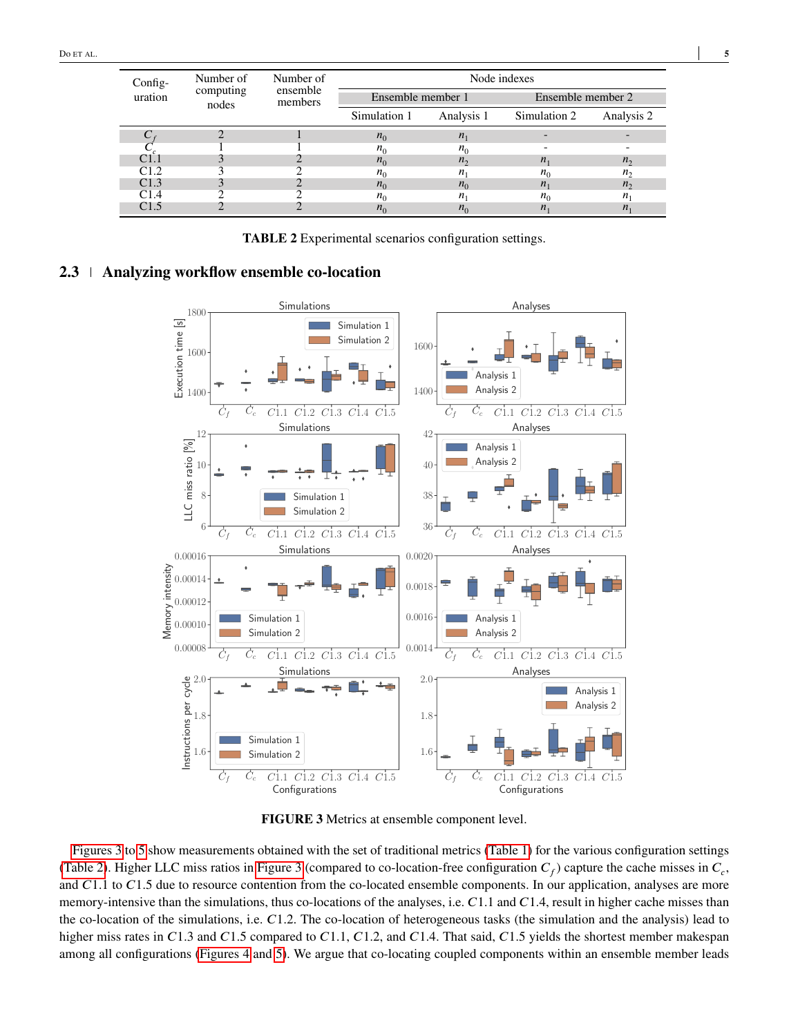| Configuration | Number of computing nodes | Number of ensemble members | Node indexes | | | |
|---|---|---|---|---|---|---|
| | | | Ensemble member 1 | | Ensemble member 2 | |
| | | | Simulation 1 | Analysis 1 | Simulation 2 | Analysis 2 |
| $C_f$ | 2 | 1 | $n_0$ | $n_1$ | - | - |
| $C_c$ | 1 | 1 | $n_0$ | $n_0$ | - | - |
| C1.1 | 3 | 2 | $n_0$ | $n_2$ | $n_1$ | $n_2$ |
| C1.2 | 3 | 2 | $n_0$ | $n_1$ | $n_0$ | $n_2$ |
| C1.3 | 3 | 2 | $n_0$ | $n_0$ | $n_1$ | $n_2$ |
| C1.4 | 2 | 2 | $n_0$ | $n_1$ | $n_0$ | $n_1$ |
| C1.5 | 2 | 2 | $n_0$ | $n_0$ | $n_1$ | $n_1$ |

**TABLE 2** Experimental scenarios configuration settings.

## 2.3 Analyzing workflow ensemble co-location

**FIGURE 3** Metrics at ensemble component level.

Figures 3 to 5 show measurements obtained with the set of traditional metrics (Table 1) for the various configuration settings (Table 2). Higher LLC miss ratios in Figure 3 (compared to co-location-free configuration $C_f$) capture the cache misses in $C_c$, and $C1.1$ to $C1.5$ due to resource contention from the co-located ensemble components. In our application, analyses are more memory-intensive than the simulations, thus co-locations of the analyses, i.e. $C1.1$ and $C1.4$, result in higher cache misses than the co-location of the simulations, i.e. $C1.2$. The co-location of heterogeneous tasks (the simulation and the analysis) lead to higher miss rates in $C1.3$ and $C1.5$ compared to $C1.1$, $C1.2$, and $C1.4$. That said, $C1.5$ yields the shortest member makespan among all configurations (Figures 4 and 5). We argue that co-locating coupled components within an ensemble member leads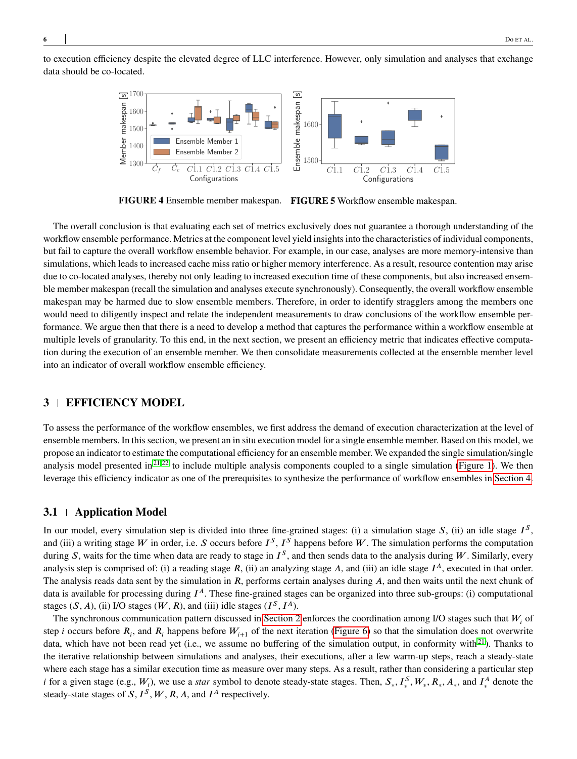to execution efficiency despite the elevated degree of LLC interference. However, only simulation and analyses that exchange data should be co-located.

**FIGURE 4** Ensemble member makespan.

**FIGURE 5** Workflow ensemble makespan.

The overall conclusion is that evaluating each set of metrics exclusively does not guarantee a thorough understanding of the workflow ensemble performance. Metrics at the component level yield insights into the characteristics of individual components, but fail to capture the overall workflow ensemble behavior. For example, in our case, analyses are more memory-intensive than simulations, which leads to increased cache miss ratio or higher memory interference. As a result, resource contention may arise due to co-located analyses, thereby not only leading to increased execution time of these components, but also increased ensemble member makespan (recall the simulation and analyses execute synchronously). Consequently, the overall workflow ensemble makespan may be harmed due to slow ensemble members. Therefore, in order to identify stragglers among the members one would need to diligently inspect and relate the independent measurements to draw conclusions of the workflow ensemble performance. We argue then that there is a need to develop a method that captures the performance within a workflow ensemble at multiple levels of granularity. To this end, in the next section, we present an efficiency metric that indicates effective computation during the execution of an ensemble member. We then consolidate measurements collected at the ensemble member level into an indicator of overall workflow ensemble efficiency.

## 3 | EFFICIENCY MODEL

To assess the performance of the workflow ensembles, we first address the demand of execution characterization at the level of ensemble members. In this section, we present an in situ execution model for a single ensemble member. Based on this model, we propose an indicator to estimate the computational efficiency for an ensemble member. We expanded the single simulation/single analysis model presented in[21,22] to include multiple analysis components coupled to a single simulation (Figure 1). We then leverage this efficiency indicator as one of the prerequisites to synthesize the performance of workflow ensembles in Section 4.

### 3.1 | Application Model

In our model, every simulation step is divided into three fine-grained stages: (i) a simulation stage $S$, (ii) an idle stage $I^S$, and (iii) a writing stage $W$ in order, i.e. $S$ occurs before $I^S$, $I^S$ happens before $W$. The simulation performs the computation during $S$, waits for the time when data are ready to stage in $I^S$, and then sends data to the analysis during $W$. Similarly, every analysis step is comprised of: (i) a reading stage $R$, (ii) an analyzing stage $A$, and (iii) an idle stage $I^A$, executed in that order. The analysis reads data sent by the simulation in $R$, performs certain analyses during $A$, and then waits until the next chunk of data is available for processing during $I^A$. These fine-grained stages can be organized into three sub-groups: (i) computational stages ($S$, $A$), (ii) I/O stages ($W$, $R$), and (iii) idle stages ($I^S$, $I^A$).

The synchronous communication pattern discussed in Section 2 enforces the coordination among I/O stages such that $W_i$ of step $i$ occurs before $R_i$, and $R_i$ happens before $W_{i+1}$ of the next iteration (Figure 6) so that the simulation does not overwrite data, which have not been read yet (i.e., we assume no buffering of the simulation output, in conformity with[21]). Thanks to the iterative relationship between simulations and analyses, their executions, after a few warm-up steps, reach a steady-state where each stage has a similar execution time as measure over many steps. As a result, rather than considering a particular step $i$ for a given stage (e.g., $W_i$), we use a *star* symbol to denote steady-state stages. Then, $S_*$, $I^S_*$, $W_*$, $R_*$, $A_*$, and $I^A_*$ denote the steady-state stages of $S$, $I^S$, $W$, $R$, $A$, and $I^A$ respectively.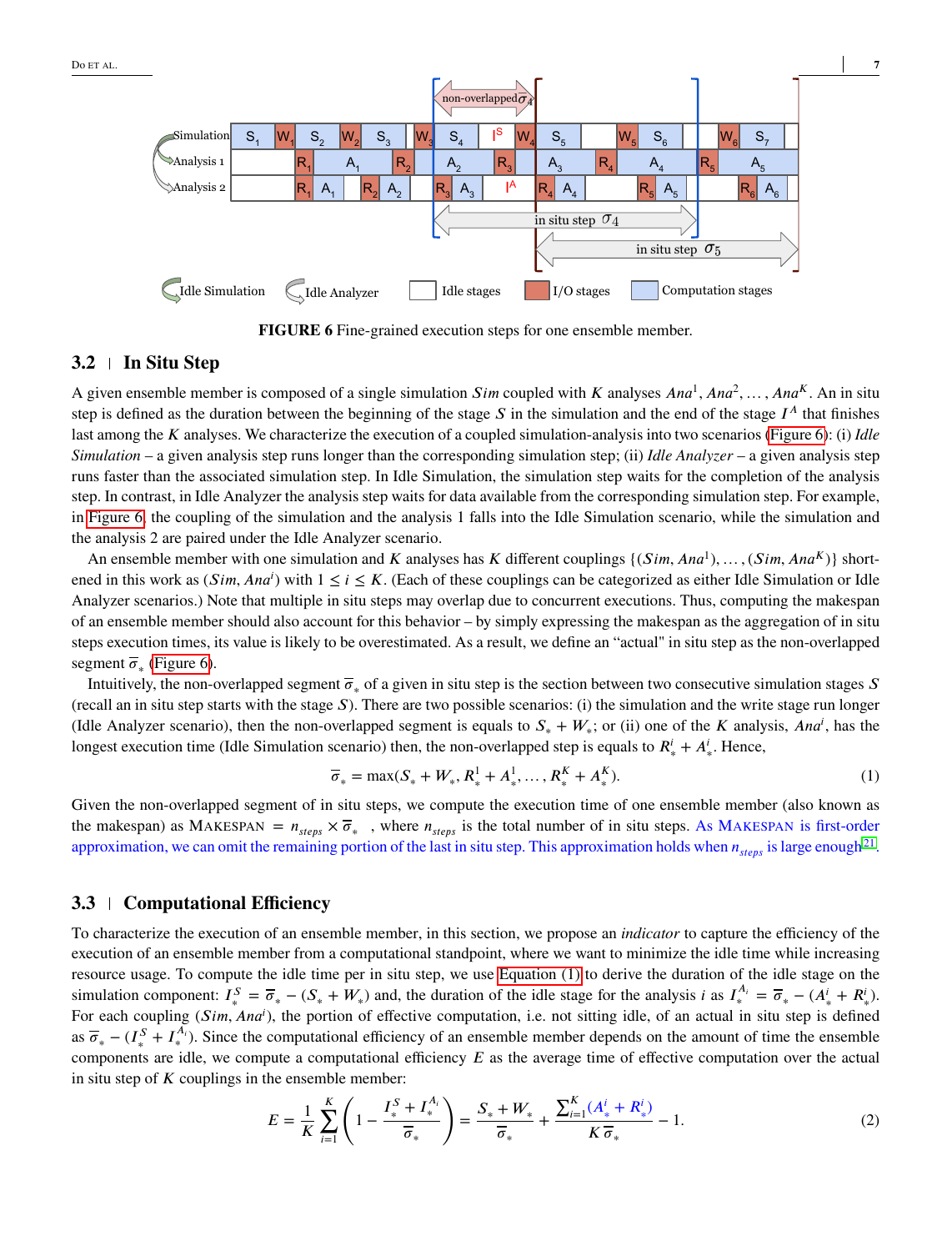FIGURE 6 Fine-grained execution steps for one ensemble member.

## 3.2 In Situ Step

A given ensemble member is composed of a single simulation $Sim$ coupled with $K$ analyses $Ana^1, Ana^2, \ldots, Ana^K$. An in situ step is defined as the duration between the beginning of the stage $S$ in the simulation and the end of the stage $I^A$ that finishes last among the $K$ analyses. We characterize the execution of a coupled simulation-analysis into two scenarios (Figure 6): (i) *Idle Simulation* – a given analysis step runs longer than the corresponding simulation step; (ii) *Idle Analyzer* – a given analysis step runs faster than the associated simulation step. In Idle Simulation, the simulation step waits for the completion of the analysis step. In contrast, in Idle Analyzer the analysis step waits for data available from the corresponding simulation step. For example, in Figure 6, the coupling of the simulation and the analysis 1 falls into the Idle Simulation scenario, while the simulation and the analysis 2 are paired under the Idle Analyzer scenario.

An ensemble member with one simulation and $K$ analyses has $K$ different couplings $\{(Sim, Ana^1), \ldots, (Sim, Ana^K)\}$ shortened in this work as $(Sim, Ana^i)$ with $1 \leq i \leq K$. (Each of these couplings can be categorized as either Idle Simulation or Idle Analyzer scenarios.) Note that multiple in situ steps may overlap due to concurrent executions. Thus, computing the makespan of an ensemble member should also account for this behavior – by simply expressing the makespan as the aggregation of in situ steps execution times, its value is likely to be overestimated. As a result, we define an "actual" in situ step as the non-overlapped segment $\overline{\sigma}_*$ (Figure 6).

Intuitively, the non-overlapped segment $\overline{\sigma}_*$ of a given in situ step is the section between two consecutive simulation stages $S$ (recall an in situ step starts with the stage $S$). There are two possible scenarios: (i) the simulation and the write stage run longer (Idle Analyzer scenario), then the non-overlapped segment is equals to $S_* + W_*$; or (ii) one of the $K$ analysis, $Ana^i$, has the longest execution time (Idle Simulation scenario) then, the non-overlapped step is equals to $R^i_* + A^i_*$. Hence,

$$\overline{\sigma}_* = \max(S_* + W_*, R^1_* + A^1_*, \ldots, R^K_* + A^K_*). \tag{1}$$

Given the non-overlapped segment of in situ steps, we compute the execution time of one ensemble member (also known as the makespan) as MAKESPAN $= n_{steps} \times \overline{\sigma}_*$ , where $n_{steps}$ is the total number of in situ steps. As MAKESPAN is first-order approximation, we can omit the remaining portion of the last in situ step. This approximation holds when $n_{steps}$ is large enough[21].

## 3.3 Computational Efficiency

To characterize the execution of an ensemble member, in this section, we propose an *indicator* to capture the efficiency of the execution of an ensemble member from a computational standpoint, where we want to minimize the idle time while increasing resource usage. To compute the idle time per in situ step, we use Equation (1) to derive the duration of the idle stage on the simulation component: $I^S_* = \overline{\sigma}_* - (S_* + W_*)$ and, the duration of the idle stage for the analysis $i$ as $I^{A_i}_* = \overline{\sigma}_* - (A^i_* + R^i_*)$. For each coupling $(Sim, Ana^i)$, the portion of effective computation, i.e. not sitting idle, of an actual in situ step is defined as $\overline{\sigma}_* - (I^S_* + I^{A_i}_*)$. Since the computational efficiency of an ensemble member depends on the amount of time the ensemble components are idle, we compute a computational efficiency $E$ as the average time of effective computation over the actual in situ step of $K$ couplings in the ensemble member:

$$E = \frac{1}{K}\sum_{i=1}^{K}\left(1 - \frac{I^S_* + I^{A_i}_*}{\overline{\sigma}_*}\right) = \frac{S_* + W_*}{\overline{\sigma}_*} + \frac{\sum_{i=1}^{K}(A^i_* + R^i_*)}{K\,\overline{\sigma}_*} - 1. \tag{2}$$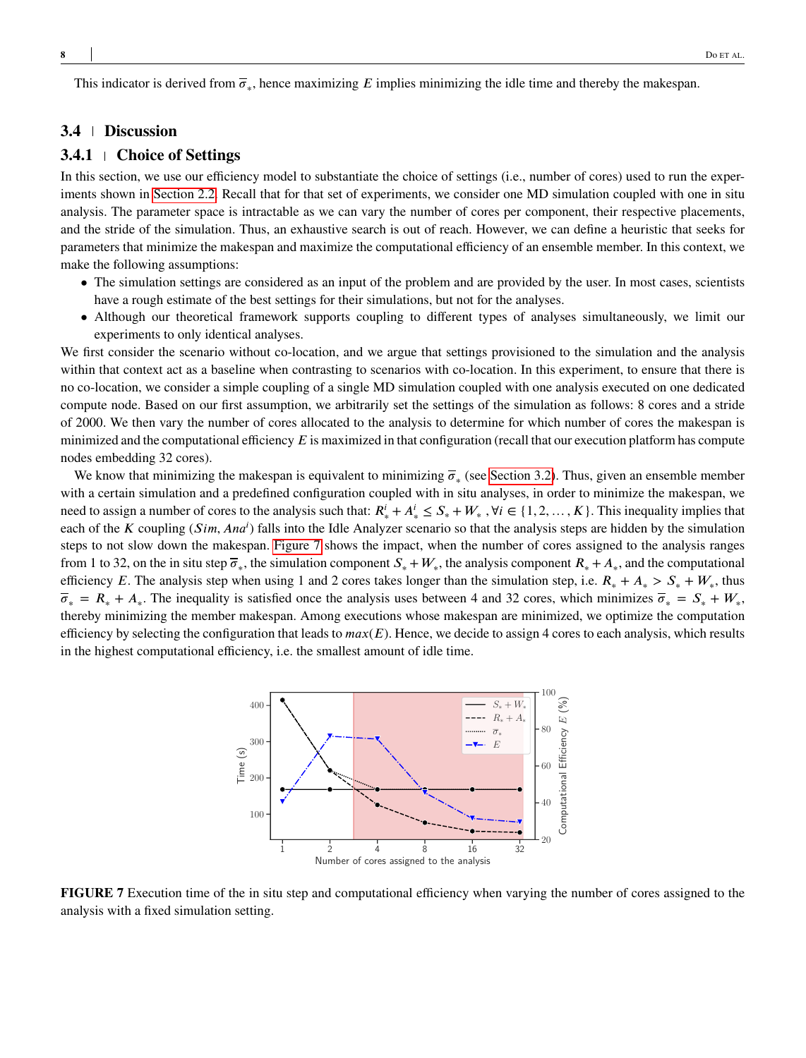This indicator is derived from $\overline{\sigma}_*$, hence maximizing $E$ implies minimizing the idle time and thereby the makespan.

## 3.4 Discussion

### 3.4.1 Choice of Settings

In this section, we use our efficiency model to substantiate the choice of settings (i.e., number of cores) used to run the experiments shown in Section 2.2. Recall that for that set of experiments, we consider one MD simulation coupled with one in situ analysis. The parameter space is intractable as we can vary the number of cores per component, their respective placements, and the stride of the simulation. Thus, an exhaustive search is out of reach. However, we can define a heuristic that seeks for parameters that minimize the makespan and maximize the computational efficiency of an ensemble member. In this context, we make the following assumptions:

- The simulation settings are considered as an input of the problem and are provided by the user. In most cases, scientists have a rough estimate of the best settings for their simulations, but not for the analyses.
- Although our theoretical framework supports coupling to different types of analyses simultaneously, we limit our experiments to only identical analyses.

We first consider the scenario without co-location, and we argue that settings provisioned to the simulation and the analysis within that context act as a baseline when contrasting to scenarios with co-location. In this experiment, to ensure that there is no co-location, we consider a simple coupling of a single MD simulation coupled with one analysis executed on one dedicated compute node. Based on our first assumption, we arbitrarily set the settings of the simulation as follows: 8 cores and a stride of 2000. We then vary the number of cores allocated to the analysis to determine for which number of cores the makespan is minimized and the computational efficiency $E$ is maximized in that configuration (recall that our execution platform has compute nodes embedding 32 cores).

We know that minimizing the makespan is equivalent to minimizing $\overline{\sigma}_*$ (see Section 3.2). Thus, given an ensemble member with a certain simulation and a predefined configuration coupled with in situ analyses, in order to minimize the makespan, we need to assign a number of cores to the analysis such that: $R^i_* + A^i_* \leq S_* + W_*$, $\forall i \in \{1, 2, \ldots, K\}$. This inequality implies that each of the $K$ coupling $(Sim, Ana^i)$ falls into the Idle Analyzer scenario so that the analysis steps are hidden by the simulation steps to not slow down the makespan. Figure 7 shows the impact, when the number of cores assigned to the analysis ranges from 1 to 32, on the in situ step $\overline{\sigma}_*$, the simulation component $S_* + W_*$, the analysis component $R_* + A_*$, and the computational efficiency $E$. The analysis step when using 1 and 2 cores takes longer than the simulation step, i.e. $R_* + A_* > S_* + W_*$, thus $\overline{\sigma}_* = R_* + A_*$. The inequality is satisfied once the analysis uses between 4 and 32 cores, which minimizes $\overline{\sigma}_* = S_* + W_*$, thereby minimizing the member makespan. Among executions whose makespan are minimized, we optimize the computation efficiency by selecting the configuration that leads to $max(E)$. Hence, we decide to assign 4 cores to each analysis, which results in the highest computational efficiency, i.e. the smallest amount of idle time.

**FIGURE 7** Execution time of the in situ step and computational efficiency when varying the number of cores assigned to the analysis with a fixed simulation setting.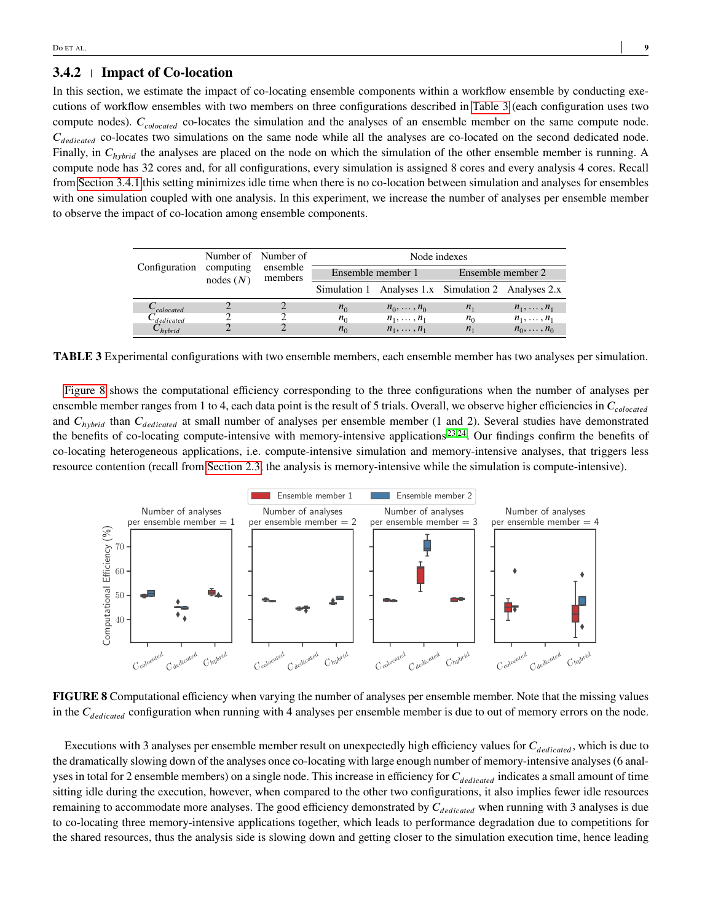### 3.4.2 | Impact of Co-location

In this section, we estimate the impact of co-locating ensemble components within a workflow ensemble by conducting executions of workflow ensembles with two members on three configurations described in Table 3 (each configuration uses two compute nodes). $C_{colocated}$ co-locates the simulation and the analyses of an ensemble member on the same compute node. $C_{dedicated}$ co-locates two simulations on the same node while all the analyses are co-located on the second dedicated node. Finally, in $C_{hybrid}$ the analyses are placed on the node on which the simulation of the other ensemble member is running. A compute node has 32 cores and, for all configurations, every simulation is assigned 8 cores and every analysis 4 cores. Recall from Section 3.4.1 this setting minimizes idle time when there is no co-location between simulation and analyses for ensembles with one simulation coupled with one analysis. In this experiment, we increase the number of analyses per ensemble member to observe the impact of co-location among ensemble components.

| Configuration | Number of computing nodes ($N$) | Number of ensemble members | Node indexes | | | |
|---|---|---|---|---|---|---|
| | | | Ensemble member 1 | | Ensemble member 2 | |
| | | | Simulation 1 | Analyses 1.x | Simulation 2 | Analyses 2.x |
| $C_{colocated}$ | 2 | 2 | $n_0$ | $n_0, \dots, n_0$ | $n_1$ | $n_1, \dots, n_1$ |
| $C_{dedicated}$ | 2 | 2 | $n_0$ | $n_1, \dots, n_1$ | $n_0$ | $n_1, \dots, n_1$ |
| $C_{hybrid}$ | 2 | 2 | $n_0$ | $n_1, \dots, n_1$ | $n_1$ | $n_0, \dots, n_0$ |

**TABLE 3** Experimental configurations with two ensemble members, each ensemble member has two analyses per simulation.

Figure 8 shows the computational efficiency corresponding to the three configurations when the number of analyses per ensemble member ranges from 1 to 4, each data point is the result of 5 trials. Overall, we observe higher efficiencies in $C_{colocated}$ and $C_{hybrid}$ than $C_{dedicated}$ at small number of analyses per ensemble member (1 and 2). Several studies have demonstrated the benefits of co-locating compute-intensive with memory-intensive applications[23,24]. Our findings confirm the benefits of co-locating heterogeneous applications, i.e. compute-intensive simulation and memory-intensive analyses, that triggers less resource contention (recall from Section 2.3, the analysis is memory-intensive while the simulation is compute-intensive).

**FIGURE 8** Computational efficiency when varying the number of analyses per ensemble member. Note that the missing values in the $C_{dedicated}$ configuration when running with 4 analyses per ensemble member is due to out of memory errors on the node.

Executions with 3 analyses per ensemble member result on unexpectedly high efficiency values for $C_{dedicated}$, which is due to the dramatically slowing down of the analyses once co-locating with large enough number of memory-intensive analyses (6 analyses in total for 2 ensemble members) on a single node. This increase in efficiency for $C_{dedicated}$ indicates a small amount of time sitting idle during the execution, however, when compared to the other two configurations, it also implies fewer idle resources remaining to accommodate more analyses. The good efficiency demonstrated by $C_{dedicated}$ when running with 3 analyses is due to co-locating three memory-intensive applications together, which leads to performance degradation due to competitions for the shared resources, thus the analysis side is slowing down and getting closer to the simulation execution time, hence leading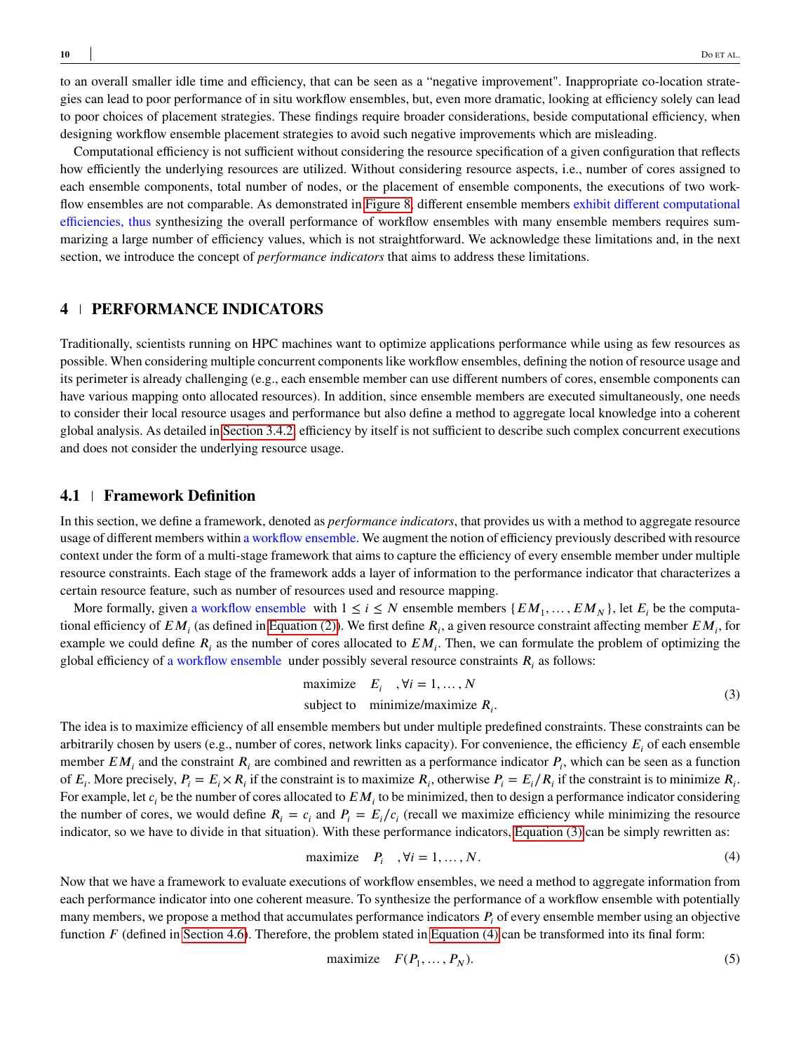to an overall smaller idle time and efficiency, that can be seen as a "negative improvement". Inappropriate co-location strategies can lead to poor performance of in situ workflow ensembles, but, even more dramatic, looking at efficiency solely can lead to poor choices of placement strategies. These findings require broader considerations, beside computational efficiency, when designing workflow ensemble placement strategies to avoid such negative improvements which are misleading.

Computational efficiency is not sufficient without considering the resource specification of a given configuration that reflects how efficiently the underlying resources are utilized. Without considering resource aspects, i.e., number of cores assigned to each ensemble components, total number of nodes, or the placement of ensemble components, the executions of two workflow ensembles are not comparable. As demonstrated in Figure 8, different ensemble members exhibit different computational efficiencies, thus synthesizing the overall performance of workflow ensembles with many ensemble members requires summarizing a large number of efficiency values, which is not straightforward. We acknowledge these limitations and, in the next section, we introduce the concept of *performance indicators* that aims to address these limitations.

## 4 | PERFORMANCE INDICATORS

Traditionally, scientists running on HPC machines want to optimize applications performance while using as few resources as possible. When considering multiple concurrent components like workflow ensembles, defining the notion of resource usage and its perimeter is already challenging (e.g., each ensemble member can use different numbers of cores, ensemble components can have various mapping onto allocated resources). In addition, since ensemble members are executed simultaneously, one needs to consider their local resource usages and performance but also define a method to aggregate local knowledge into a coherent global analysis. As detailed in Section 3.4.2, efficiency by itself is not sufficient to describe such complex concurrent executions and does not consider the underlying resource usage.

### 4.1 | Framework Definition

In this section, we define a framework, denoted as *performance indicators*, that provides us with a method to aggregate resource usage of different members within a workflow ensemble. We augment the notion of efficiency previously described with resource context under the form of a multi-stage framework that aims to capture the efficiency of every ensemble member under multiple resource constraints. Each stage of the framework adds a layer of information to the performance indicator that characterizes a certain resource feature, such as number of resources used and resource mapping.

More formally, given a workflow ensemble with $1 \leq i \leq N$ ensemble members $\{EM_1, \ldots, EM_N\}$, let $E_i$ be the computational efficiency of $EM_i$ (as defined in Equation (2)). We first define $R_i$, a given resource constraint affecting member $EM_i$, for example we could define $R_i$ as the number of cores allocated to $EM_i$. Then, we can formulate the problem of optimizing the global efficiency of a workflow ensemble under possibly several resource constraints $R_i$ as follows:

$$
\begin{aligned}
\text{maximize} \quad & E_i \quad , \forall i = 1, \ldots, N \\
\text{subject to} \quad & \text{minimize/maximize } R_i.
\end{aligned} \tag{3}
$$

The idea is to maximize efficiency of all ensemble members but under multiple predefined constraints. These constraints can be arbitrarily chosen by users (e.g., number of cores, network links capacity). For convenience, the efficiency $E_i$ of each ensemble member $EM_i$ and the constraint $R_i$ are combined and rewritten as a performance indicator $P_i$, which can be seen as a function of $E_i$. More precisely, $P_i = E_i \times R_i$ if the constraint is to maximize $R_i$, otherwise $P_i = E_i / R_i$ if the constraint is to minimize $R_i$. For example, let $c_i$ be the number of cores allocated to $EM_i$ to be minimized, then to design a performance indicator considering the number of cores, we would define $R_i = c_i$ and $P_i = E_i / c_i$ (recall we maximize efficiency while minimizing the resource indicator, so we have to divide in that situation). With these performance indicators, Equation (3) can be simply rewritten as:

$$
\text{maximize} \quad P_i \quad , \forall i = 1, \ldots, N. \tag{4}
$$

Now that we have a framework to evaluate executions of workflow ensembles, we need a method to aggregate information from each performance indicator into one coherent measure. To synthesize the performance of a workflow ensemble with potentially many members, we propose a method that accumulates performance indicators $P_i$ of every ensemble member using an objective function $F$ (defined in Section 4.6). Therefore, the problem stated in Equation (4) can be transformed into its final form:

$$
\text{maximize} \quad F(P_1, \ldots, P_N). \tag{5}
$$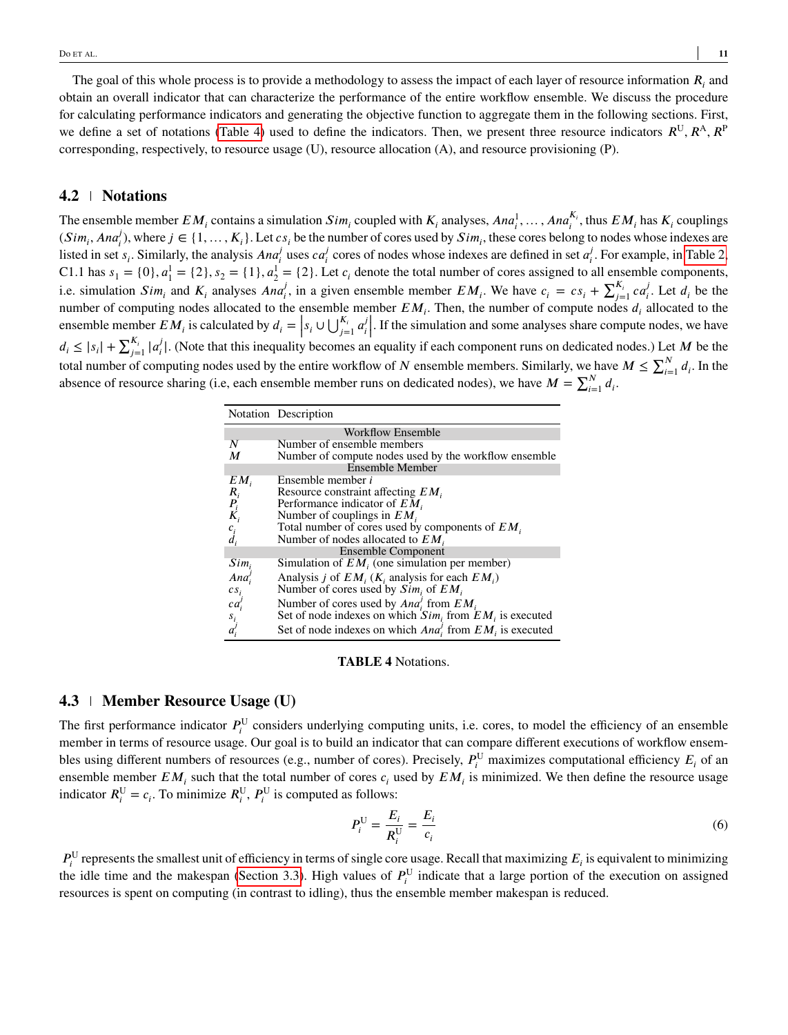The goal of this whole process is to provide a methodology to assess the impact of each layer of resource information $R_i$ and obtain an overall indicator that can characterize the performance of the entire workflow ensemble. We discuss the procedure for calculating performance indicators and generating the objective function to aggregate them in the following sections. First, we define a set of notations (Table 4) used to define the indicators. Then, we present three resource indicators $R^{\text{U}}, R^{\text{A}}, R^{\text{P}}$ corresponding, respectively, to resource usage (U), resource allocation (A), and resource provisioning (P).

## 4.2 Notations

The ensemble member $EM_i$ contains a simulation $Sim_i$ coupled with $K_i$ analyses, $Ana_i^1, \dots, Ana_i^{K_i}$, thus $EM_i$ has $K_i$ couplings $(Sim_i, Ana_i^j)$, where $j \in \{1, \dots, K_i\}$. Let $cs_i$ be the number of cores used by $Sim_i$, these cores belong to nodes whose indexes are listed in set $s_i$. Similarly, the analysis $Ana_i^j$ uses $ca_i^j$ cores of nodes whose indexes are defined in set $a_i^j$. For example, in Table 2, C1.1 has $s_1 = \{0\}, a_1^1 = \{2\}, s_2 = \{1\}, a_2^1 = \{2\}$. Let $c_i$ denote the total number of cores assigned to all ensemble components, i.e. simulation $Sim_i$ and $K_i$ analyses $Ana_i^j$, in a given ensemble member $EM_i$. We have $c_i = cs_i + \sum_{j=1}^{K_i} ca_i^j$. Let $d_i$ be the number of computing nodes allocated to the ensemble member $EM_i$. Then, the number of compute nodes $d_i$ allocated to the ensemble member $EM_i$ is calculated by $d_i = \left| s_i \cup \bigcup_{j=1}^{K_i} a_i^j \right|$. If the simulation and some analyses share compute nodes, we have $d_i \leq |s_i| + \sum_{j=1}^{K_i} |a_i^j|$. (Note that this inequality becomes an equality if each component runs on dedicated nodes.) Let $M$ be the total number of computing nodes used by the entire workflow of $N$ ensemble members. Similarly, we have $M \leq \sum_{i=1}^{N} d_i$. In the absence of resource sharing (i.e, each ensemble member runs on dedicated nodes), we have $M = \sum_{i=1}^{N} d_i$.

| Notation | Description |
|---|---|
| **Workflow Ensemble** | |
| $N$ | Number of ensemble members |
| $M$ | Number of compute nodes used by the workflow ensemble |
| **Ensemble Member** | |
| $EM_i$ | Ensemble member $i$ |
| $R_i$ | Resource constraint affecting $EM_i$ |
| $P_i$ | Performance indicator of $EM_i$ |
| $K_i$ | Number of couplings in $EM_i$ |
| $c_i$ | Total number of cores used by components of $EM_i$ |
| $d_i$ | Number of nodes allocated to $EM_i$ |
| **Ensemble Component** | |
| $Sim_i$ | Simulation of $EM_i$ (one simulation per member) |
| $Ana_i^j$ | Analysis $j$ of $EM_i$ ($K_i$ analysis for each $EM_i$) |
| $cs_i$ | Number of cores used by $Sim_i$ of $EM_i$ |
| $ca_i^j$ | Number of cores used by $Ana_i^j$ from $EM_i$ |
| $s_i$ | Set of node indexes on which $Sim_i$ from $EM_i$ is executed |
| $a_i^j$ | Set of node indexes on which $Ana_i^j$ from $EM_i$ is executed |

**TABLE 4** Notations.

## 4.3 Member Resource Usage (U)

The first performance indicator $P_i^{\text{U}}$ considers underlying computing units, i.e. cores, to model the efficiency of an ensemble member in terms of resource usage. Our goal is to build an indicator that can compare different executions of workflow ensembles using different numbers of resources (e.g., number of cores). Precisely, $P_i^{\text{U}}$ maximizes computational efficiency $E_i$ of an ensemble member $EM_i$ such that the total number of cores $c_i$ used by $EM_i$ is minimized. We then define the resource usage indicator $R_i^{\text{U}} = c_i$. To minimize $R_i^{\text{U}}$, $P_i^{\text{U}}$ is computed as follows:

$$P_i^{\text{U}} = \frac{E_i}{R_i^{\text{U}}} = \frac{E_i}{c_i} \tag{6}$$

$P_i^{\text{U}}$ represents the smallest unit of efficiency in terms of single core usage. Recall that maximizing $E_i$ is equivalent to minimizing the idle time and the makespan (Section 3.3). High values of $P_i^{\text{U}}$ indicate that a large portion of the execution on assigned resources is spent on computing (in contrast to idling), thus the ensemble member makespan is reduced.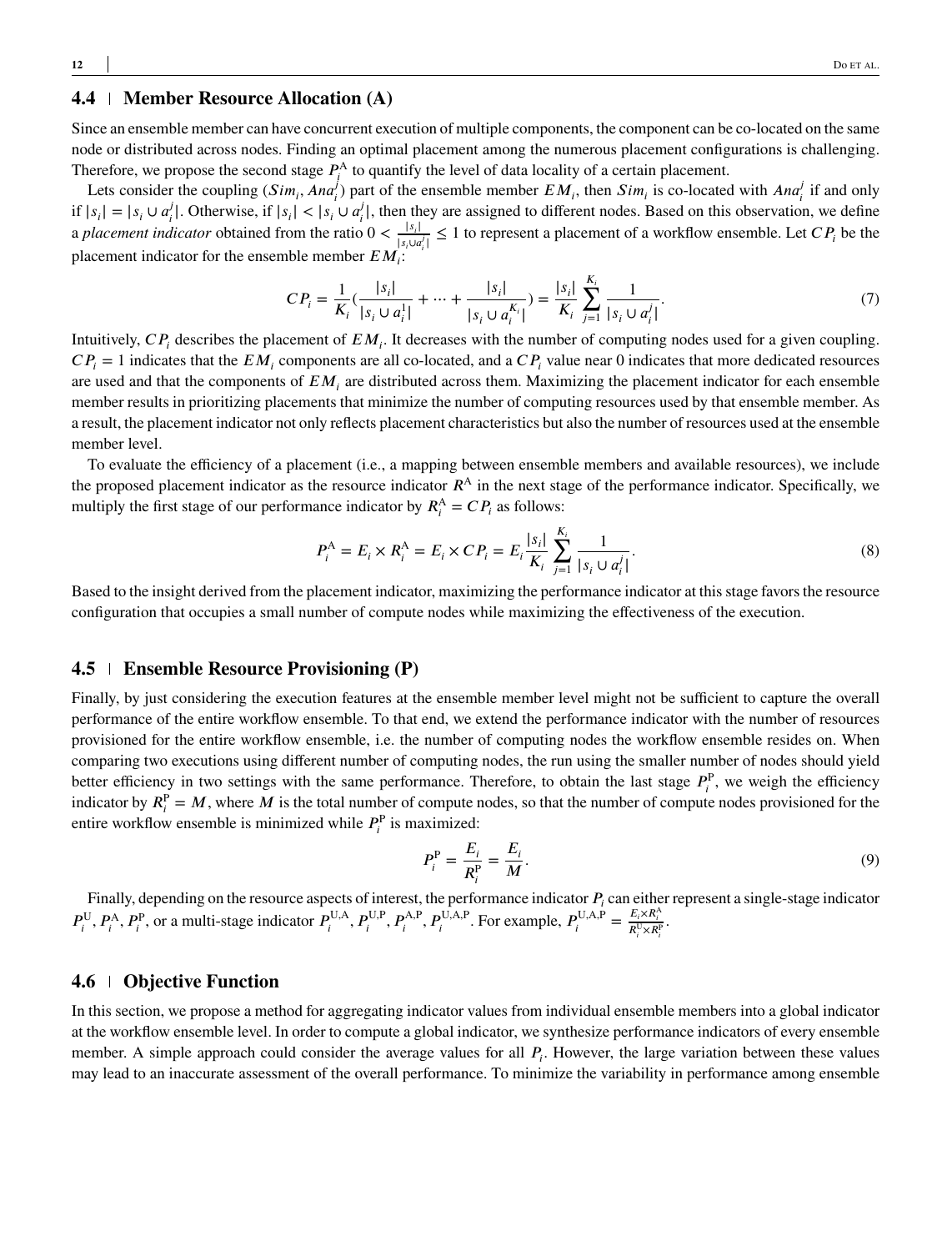### 4.4 | Member Resource Allocation (A)

Since an ensemble member can have concurrent execution of multiple components, the component can be co-located on the same node or distributed across nodes. Finding an optimal placement among the numerous placement configurations is challenging. Therefore, we propose the second stage $P_i^{\mathrm{A}}$ to quantify the level of data locality of a certain placement.

Lets consider the coupling $(Sim_i, Ana_i^j)$ part of the ensemble member $EM_i$, then $Sim_i$ is co-located with $Ana_i^j$ if and only if $|s_i| = |s_i \cup a_i^j|$. Otherwise, if $|s_i| < |s_i \cup a_i^j|$, then they are assigned to different nodes. Based on this observation, we define a *placement indicator* obtained from the ratio $0 < \frac{|s_i|}{|s_i \cup a_i^j|} \leq 1$ to represent a placement of a workflow ensemble. Let $CP_i$ be the placement indicator for the ensemble member $EM_i$:

$$CP_i = \frac{1}{K_i}\left(\frac{|s_i|}{|s_i \cup a_i^1|} + \cdots + \frac{|s_i|}{|s_i \cup a_i^{K_i}|}\right) = \frac{|s_i|}{K_i} \sum_{j=1}^{K_i} \frac{1}{|s_i \cup a_i^j|}. \tag{7}$$

Intuitively, $CP_i$ describes the placement of $EM_i$. It decreases with the number of computing nodes used for a given coupling. $CP_i = 1$ indicates that the $EM_i$ components are all co-located, and a $CP_i$ value near 0 indicates that more dedicated resources are used and that the components of $EM_i$ are distributed across them. Maximizing the placement indicator for each ensemble member results in prioritizing placements that minimize the number of computing resources used by that ensemble member. As a result, the placement indicator not only reflects placement characteristics but also the number of resources used at the ensemble member level.

To evaluate the efficiency of a placement (i.e., a mapping between ensemble members and available resources), we include the proposed placement indicator as the resource indicator $R^{\mathrm{A}}$ in the next stage of the performance indicator. Specifically, we multiply the first stage of our performance indicator by $R_i^{\mathrm{A}} = CP_i$ as follows:

$$P_i^{\mathrm{A}} = E_i \times R_i^{\mathrm{A}} = E_i \times CP_i = E_i \frac{|s_i|}{K_i} \sum_{j=1}^{K_i} \frac{1}{|s_i \cup a_i^j|}. \tag{8}$$

Based to the insight derived from the placement indicator, maximizing the performance indicator at this stage favors the resource configuration that occupies a small number of compute nodes while maximizing the effectiveness of the execution.

### 4.5 | Ensemble Resource Provisioning (P)

Finally, by just considering the execution features at the ensemble member level might not be sufficient to capture the overall performance of the entire workflow ensemble. To that end, we extend the performance indicator with the number of resources provisioned for the entire workflow ensemble, i.e. the number of computing nodes the workflow ensemble resides on. When comparing two executions using different number of computing nodes, the run using the smaller number of nodes should yield better efficiency in two settings with the same performance. Therefore, to obtain the last stage $P_i^{\mathrm{P}}$, we weigh the efficiency indicator by $R_i^{\mathrm{P}} = M$, where $M$ is the total number of compute nodes, so that the number of compute nodes provisioned for the entire workflow ensemble is minimized while $P_i^{\mathrm{P}}$ is maximized:

$$P_i^{\mathrm{P}} = \frac{E_i}{R_i^{\mathrm{P}}} = \frac{E_i}{M}. \tag{9}$$

Finally, depending on the resource aspects of interest, the performance indicator $P_i$ can either represent a single-stage indicator $P_i^{\mathrm{U}}, P_i^{\mathrm{A}}, P_i^{\mathrm{P}}$, or a multi-stage indicator $P_i^{\mathrm{U,A}}, P_i^{\mathrm{U,P}}, P_i^{\mathrm{A,P}}, P_i^{\mathrm{U,A,P}}$. For example, $P_i^{\mathrm{U,A,P}} = \frac{E_i \times R_i^{\mathrm{A}}}{R_i^{\mathrm{U}} \times R_i^{\mathrm{P}}}$.

### 4.6 | Objective Function

In this section, we propose a method for aggregating indicator values from individual ensemble members into a global indicator at the workflow ensemble level. In order to compute a global indicator, we synthesize performance indicators of every ensemble member. A simple approach could consider the average values for all $P_i$. However, the large variation between these values may lead to an inaccurate assessment of the overall performance. To minimize the variability in performance among ensemble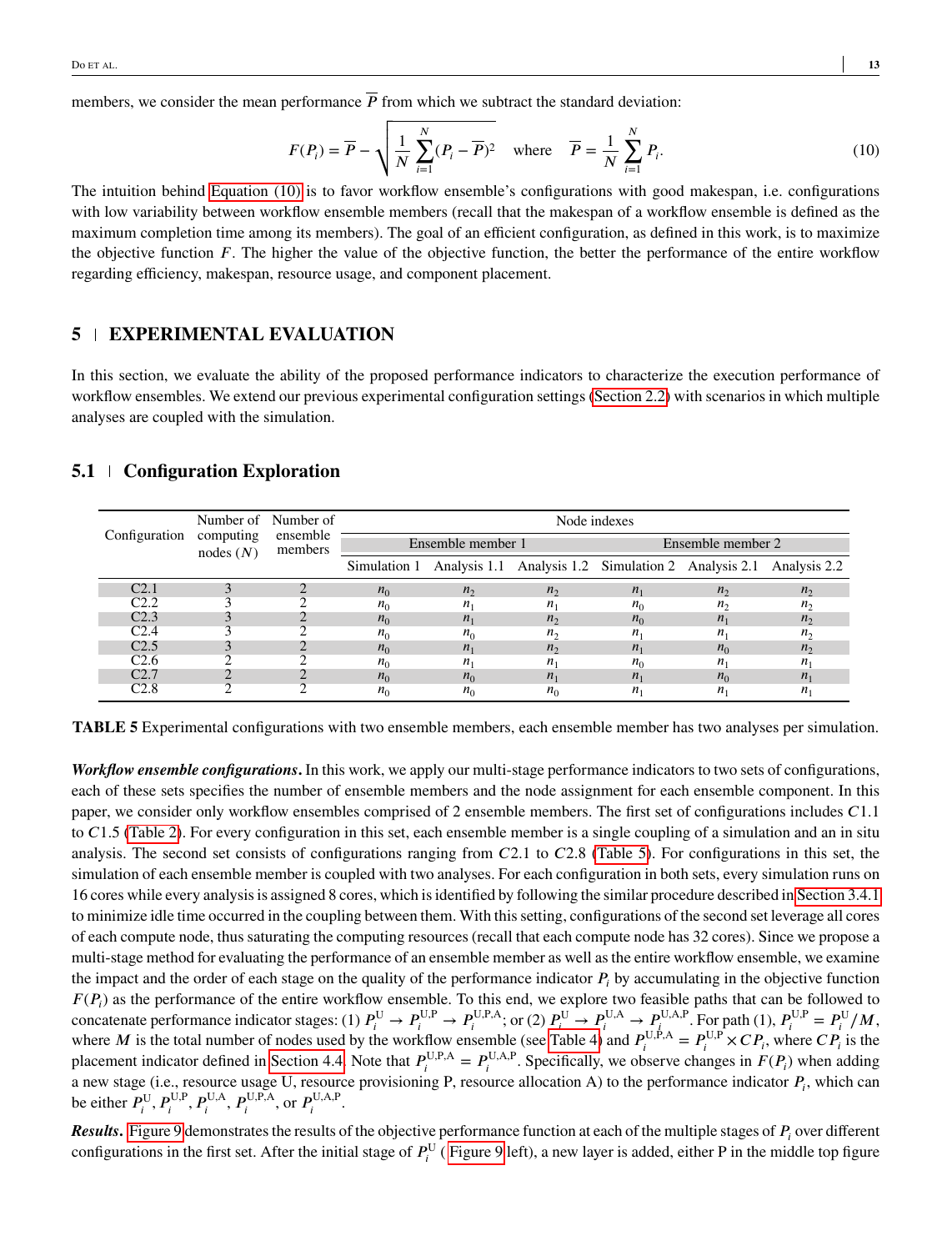members, we consider the mean performance $\overline{P}$ from which we subtract the standard deviation:

$$F(P_i) = \overline{P} - \sqrt{\frac{1}{N}\sum_{i=1}^{N}(P_i - \overline{P})^2} \quad \text{where} \quad \overline{P} = \frac{1}{N}\sum_{i=1}^{N} P_i. \tag{10}$$

The intuition behind Equation (10) is to favor workflow ensemble's configurations with good makespan, i.e. configurations with low variability between workflow ensemble members (recall that the makespan of a workflow ensemble is defined as the maximum completion time among its members). The goal of an efficient configuration, as defined in this work, is to maximize the objective function $F$. The higher the value of the objective function, the better the performance of the entire workflow regarding efficiency, makespan, resource usage, and component placement.

# 5 | EXPERIMENTAL EVALUATION

In this section, we evaluate the ability of the proposed performance indicators to characterize the execution performance of workflow ensembles. We extend our previous experimental configuration settings (Section 2.2) with scenarios in which multiple analyses are coupled with the simulation.

## 5.1 | Configuration Exploration

| Configuration | Number of computing nodes ($N$) | Number of ensemble members | Node indexes | | | | | |
|---|---|---|---|---|---|---|---|---|
| | | | Ensemble member 1 | | | Ensemble member 2 | | |
| | | | Simulation 1 | Analysis 1.1 | Analysis 1.2 | Simulation 2 | Analysis 2.1 | Analysis 2.2 |
| C2.1 | 3 | 2 | $n_0$ | $n_2$ | $n_2$ | $n_1$ | $n_2$ | $n_2$ |
| C2.2 | 3 | 2 | $n_0$ | $n_1$ | $n_1$ | $n_0$ | $n_2$ | $n_2$ |
| C2.3 | 3 | 2 | $n_0$ | $n_1$ | $n_2$ | $n_0$ | $n_1$ | $n_2$ |
| C2.4 | 3 | 2 | $n_0$ | $n_0$ | $n_2$ | $n_1$ | $n_1$ | $n_2$ |
| C2.5 | 3 | 2 | $n_0$ | $n_1$ | $n_2$ | $n_1$ | $n_0$ | $n_2$ |
| C2.6 | 2 | 2 | $n_0$ | $n_1$ | $n_1$ | $n_0$ | $n_1$ | $n_1$ |
| C2.7 | 2 | 2 | $n_0$ | $n_0$ | $n_1$ | $n_1$ | $n_0$ | $n_1$ |
| C2.8 | 2 | 2 | $n_0$ | $n_0$ | $n_0$ | $n_1$ | $n_1$ | $n_1$ |

**TABLE 5** Experimental configurations with two ensemble members, each ensemble member has two analyses per simulation.

***Workflow ensemble configurations.*** In this work, we apply our multi-stage performance indicators to two sets of configurations, each of these sets specifies the number of ensemble members and the node assignment for each ensemble component. In this paper, we consider only workflow ensembles comprised of 2 ensemble members. The first set of configurations includes $C1.1$ to $C1.5$ (Table 2). For every configuration in this set, each ensemble member is a single coupling of a simulation and an in situ analysis. The second set consists of configurations ranging from $C2.1$ to $C2.8$ (Table 5). For configurations in this set, the simulation of each ensemble member is coupled with two analyses. For each configuration in both sets, every simulation runs on 16 cores while every analysis is assigned 8 cores, which is identified by following the similar procedure described in Section 3.4.1 to minimize idle time occurred in the coupling between them. With this setting, configurations of the second set leverage all cores of each compute node, thus saturating the computing resources (recall that each compute node has 32 cores). Since we propose a multi-stage method for evaluating the performance of an ensemble member as well as the entire workflow ensemble, we examine the impact and the order of each stage on the quality of the performance indicator $P_i$ by accumulating in the objective function $F(P_i)$ as the performance of the entire workflow ensemble. To this end, we explore two feasible paths that can be followed to concatenate performance indicator stages: (1) $P_i^{\text{U}} \rightarrow P_i^{\text{U,P}} \rightarrow P_i^{\text{U,P,A}}$; or (2) $P_i^{\text{U}} \rightarrow P_i^{\text{U,A}} \rightarrow P_i^{\text{U,A,P}}$. For path (1), $P_i^{\text{U,P}} = P_i^{\text{U}}/M$, where $M$ is the total number of nodes used by the workflow ensemble (see Table 4) and $P_i^{\text{U,P,A}} = P_i^{\text{U,P}} \times CP_i$, where $CP_i$ is the placement indicator defined in Section 4.4. Note that $P_i^{\text{U,P,A}} = P_i^{\text{U,A,P}}$. Specifically, we observe changes in $F(P_i)$ when adding a new stage (i.e., resource usage U, resource provisioning P, resource allocation A) to the performance indicator $P_i$, which can be either $P_i^{\text{U}}$, $P_i^{\text{U,P}}$, $P_i^{\text{U,A}}$, $P_i^{\text{U,P,A}}$, or $P_i^{\text{U,A,P}}$.

***Results.*** Figure 9 demonstrates the results of the objective performance function at each of the multiple stages of $P_i$ over different configurations in the first set. After the initial stage of $P_i^{\text{U}}$ (Figure 9 left), a new layer is added, either P in the middle top figure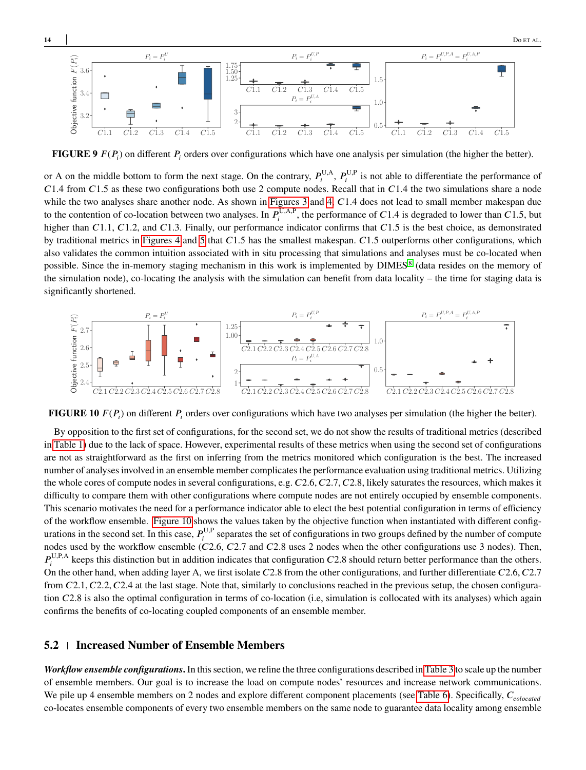FIGURE 9 $F(P_i)$ on different $P_i$ orders over configurations which have one analysis per simulation (the higher the better).

or A on the middle bottom to form the next stage. On the contrary, $P_i^{\text{U,A}}$, $P_i^{\text{U,P}}$ is not able to differentiate the performance of $C1.4$ from $C1.5$ as these two configurations both use 2 compute nodes. Recall that in $C1.4$ the two simulations share a node while the two analyses share another node. As shown in Figures 3 and 4, $C1.4$ does not lead to small member makespan due to the contention of co-location between two analyses. In $P_i^{\text{U,A,P}}$, the performance of $C1.4$ is degraded to lower than $C1.5$, but higher than $C1.1$, $C1.2$, and $C1.3$. Finally, our performance indicator confirms that $C1.5$ is the best choice, as demonstrated by traditional metrics in Figures 4 and 5 that $C1.5$ has the smallest makespan. $C1.5$ outperforms other configurations, which also validates the common intuition associated with in situ processing that simulations and analyses must be co-located when possible. Since the in-memory staging mechanism in this work is implemented by DIMES[8] (data resides on the memory of the simulation node), co-locating the analysis with the simulation can benefit from data locality – the time for staging data is significantly shortened.

FIGURE 10 $F(P_i)$ on different $P_i$ orders over configurations which have two analyses per simulation (the higher the better).

By opposition to the first set of configurations, for the second set, we do not show the results of traditional metrics (described in Table 1) due to the lack of space. However, experimental results of these metrics when using the second set of configurations are not as straightforward as the first on inferring from the metrics monitored which configuration is the best. The increased number of analyses involved in an ensemble member complicates the performance evaluation using traditional metrics. Utilizing the whole cores of compute nodes in several configurations, e.g. $C2.6$, $C2.7$, $C2.8$, likely saturates the resources, which makes it difficulty to compare them with other configurations where compute nodes are not entirely occupied by ensemble components. This scenario motivates the need for a performance indicator able to elect the best potential configuration in terms of efficiency of the workflow ensemble. Figure 10 shows the values taken by the objective function when instantiated with different configurations in the second set. In this case, $P_i^{\text{U,P}}$ separates the set of configurations in two groups defined by the number of compute nodes used by the workflow ensemble ($C2.6$, $C2.7$ and $C2.8$ uses 2 nodes when the other configurations use 3 nodes). Then, $P_i^{\text{U,P,A}}$ keeps this distinction but in addition indicates that configuration $C2.8$ should return better performance than the others. On the other hand, when adding layer A, we first isolate $C2.8$ from the other configurations, and further differentiate $C2.6$, $C2.7$ from $C2.1$, $C2.2$, $C2.4$ at the last stage. Note that, similarly to conclusions reached in the previous setup, the chosen configuration $C2.8$ is also the optimal configuration in terms of co-location (i.e, simulation is collocated with its analyses) which again confirms the benefits of co-locating coupled components of an ensemble member.

## 5.2 Increased Number of Ensemble Members

***Workflow ensemble configurations.*** In this section, we refine the three configurations described in Table 3 to scale up the number of ensemble members. Our goal is to increase the load on compute nodes' resources and increase network communications. We pile up 4 ensemble members on 2 nodes and explore different component placements (see Table 6). Specifically, $C_{colocated}$ co-locates ensemble components of every two ensemble members on the same node to guarantee data locality among ensemble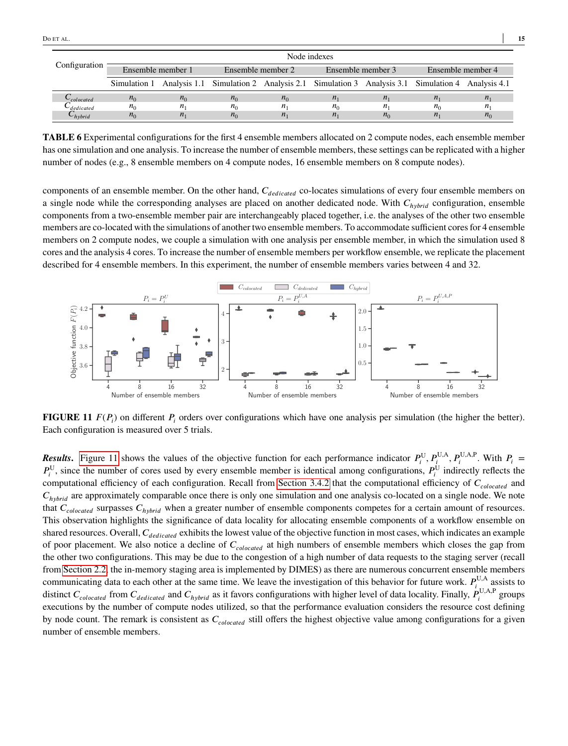| Configuration | Node indexes | | | | | | | |
|---|---|---|---|---|---|---|---|---|
| | Ensemble member 1 | | Ensemble member 2 | | Ensemble member 3 | | Ensemble member 4 | |
| | Simulation 1 | Analysis 1.1 | Simulation 2 | Analysis 2.1 | Simulation 3 | Analysis 3.1 | Simulation 4 | Analysis 4.1 |
| $C_{colocated}$ | $n_0$ | $n_0$ | $n_0$ | $n_0$ | $n_1$ | $n_1$ | $n_1$ | $n_1$ |
| $C_{dedicated}$ | $n_0$ | $n_1$ | $n_0$ | $n_1$ | $n_0$ | $n_1$ | $n_0$ | $n_1$ |
| $C_{hybrid}$ | $n_0$ | $n_1$ | $n_0$ | $n_1$ | $n_1$ | $n_0$ | $n_1$ | $n_0$ |

**TABLE 6** Experimental configurations for the first 4 ensemble members allocated on 2 compute nodes, each ensemble member has one simulation and one analysis. To increase the number of ensemble members, these settings can be replicated with a higher number of nodes (e.g., 8 ensemble members on 4 compute nodes, 16 ensemble members on 8 compute nodes).

components of an ensemble member. On the other hand, $C_{dedicated}$ co-locates simulations of every four ensemble members on a single node while the corresponding analyses are placed on another dedicated node. With $C_{hybrid}$ configuration, ensemble components from a two-ensemble member pair are interchangeably placed together, i.e. the analyses of the other two ensemble members are co-located with the simulations of another two ensemble members. To accommodate sufficient cores for 4 ensemble members on 2 compute nodes, we couple a simulation with one analysis per ensemble member, in which the simulation used 8 cores and the analysis 4 cores. To increase the number of ensemble members per workflow ensemble, we replicate the placement described for 4 ensemble members. In this experiment, the number of ensemble members varies between 4 and 32.

**FIGURE 11** $F(P_i)$ on different $P_i$ orders over configurations which have one analysis per simulation (the higher the better). Each configuration is measured over 5 trials.

***Results.*** Figure 11 shows the values of the objective function for each performance indicator $P_i^{\mathrm{U}}, P_i^{\mathrm{U,A}}, P_i^{\mathrm{U,A,P}}$. With $P_i = P_i^{\mathrm{U}}$, since the number of cores used by every ensemble member is identical among configurations, $P_i^{\mathrm{U}}$ indirectly reflects the computational efficiency of each configuration. Recall from Section 3.4.2 that the computational efficiency of $C_{colocated}$ and $C_{hybrid}$ are approximately comparable once there is only one simulation and one analysis co-located on a single node. We note that $C_{colocated}$ surpasses $C_{hybrid}$ when a greater number of ensemble components competes for a certain amount of resources. This observation highlights the significance of data locality for allocating ensemble components of a workflow ensemble on shared resources. Overall, $C_{dedicated}$ exhibits the lowest value of the objective function in most cases, which indicates an example of poor placement. We also notice a decline of $C_{colocated}$ at high numbers of ensemble members which closes the gap from the other two configurations. This may be due to the congestion of a high number of data requests to the staging server (recall from Section 2.2, the in-memory staging area is implemented by DIMES) as there are numerous concurrent ensemble members communicating data to each other at the same time. We leave the investigation of this behavior for future work. $P_i^{\mathrm{U,A}}$ assists to distinct $C_{colocated}$ from $C_{dedicated}$ and $C_{hybrid}$ as it favors configurations with higher level of data locality. Finally, $P_i^{\mathrm{U,A,P}}$ groups executions by the number of compute nodes utilized, so that the performance evaluation considers the resource cost defining by node count. The remark is consistent as $C_{colocated}$ still offers the highest objective value among configurations for a given number of ensemble members.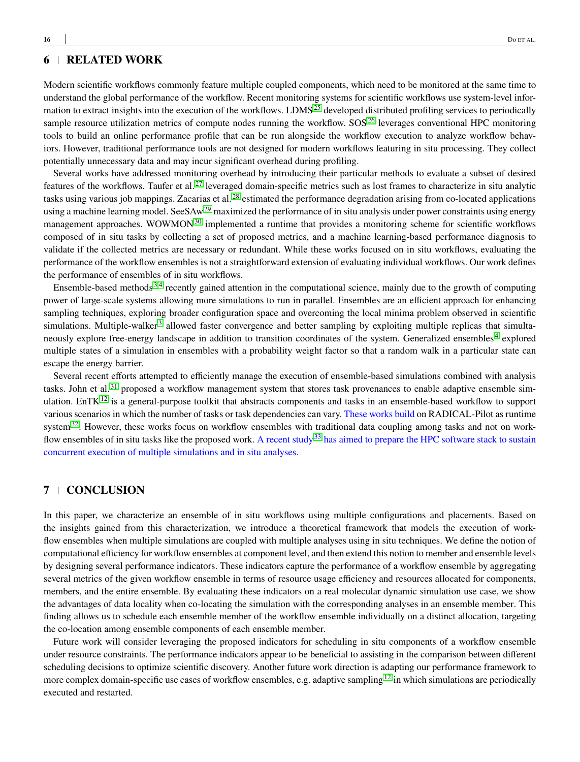## 6 | RELATED WORK

Modern scientific workflows commonly feature multiple coupled components, which need to be monitored at the same time to understand the global performance of the workflow. Recent monitoring systems for scientific workflows use system-level information to extract insights into the execution of the workflows. LDMS[25] developed distributed profiling services to periodically sample resource utilization metrics of compute nodes running the workflow. SOS[26] leverages conventional HPC monitoring tools to build an online performance profile that can be run alongside the workflow execution to analyze workflow behaviors. However, traditional performance tools are not designed for modern workflows featuring in situ processing. They collect potentially unnecessary data and may incur significant overhead during profiling.

Several works have addressed monitoring overhead by introducing their particular methods to evaluate a subset of desired features of the workflows. Taufer et al.[27] leveraged domain-specific metrics such as lost frames to characterize in situ analytic tasks using various job mappings. Zacarias et al.[28] estimated the performance degradation arising from co-located applications using a machine learning model. SeeSAw[29] maximized the performance of in situ analysis under power constraints using energy management approaches. WOWMON[30] implemented a runtime that provides a monitoring scheme for scientific workflows composed of in situ tasks by collecting a set of proposed metrics, and a machine learning-based performance diagnosis to validate if the collected metrics are necessary or redundant. While these works focused on in situ workflows, evaluating the performance of the workflow ensembles is not a straightforward extension of evaluating individual workflows. Our work defines the performance of ensembles of in situ workflows.

Ensemble-based methods[3,4] recently gained attention in the computational science, mainly due to the growth of computing power of large-scale systems allowing more simulations to run in parallel. Ensembles are an efficient approach for enhancing sampling techniques, exploring broader configuration space and overcoming the local minima problem observed in scientific simulations. Multiple-walker[3] allowed faster convergence and better sampling by exploiting multiple replicas that simultaneously explore free-energy landscape in addition to transition coordinates of the system. Generalized ensembles[4] explored multiple states of a simulation in ensembles with a probability weight factor so that a random walk in a particular state can escape the energy barrier.

Several recent efforts attempted to efficiently manage the execution of ensemble-based simulations combined with analysis tasks. John et al.[31] proposed a workflow management system that stores task provenances to enable adaptive ensemble simulation. EnTK[12] is a general-purpose toolkit that abstracts components and tasks in an ensemble-based workflow to support various scenarios in which the number of tasks or task dependencies can vary. These works build on RADICAL-Pilot as runtime system[32]. However, these works focus on workflow ensembles with traditional data coupling among tasks and not on workflow ensembles of in situ tasks like the proposed work. A recent study[33] has aimed to prepare the HPC software stack to sustain concurrent execution of multiple simulations and in situ analyses.

## 7 | CONCLUSION

In this paper, we characterize an ensemble of in situ workflows using multiple configurations and placements. Based on the insights gained from this characterization, we introduce a theoretical framework that models the execution of workflow ensembles when multiple simulations are coupled with multiple analyses using in situ techniques. We define the notion of computational efficiency for workflow ensembles at component level, and then extend this notion to member and ensemble levels by designing several performance indicators. These indicators capture the performance of a workflow ensemble by aggregating several metrics of the given workflow ensemble in terms of resource usage efficiency and resources allocated for components, members, and the entire ensemble. By evaluating these indicators on a real molecular dynamic simulation use case, we show the advantages of data locality when co-locating the simulation with the corresponding analyses in an ensemble member. This finding allows us to schedule each ensemble member of the workflow ensemble individually on a distinct allocation, targeting the co-location among ensemble components of each ensemble member.

Future work will consider leveraging the proposed indicators for scheduling in situ components of a workflow ensemble under resource constraints. The performance indicators appear to be beneficial to assisting in the comparison between different scheduling decisions to optimize scientific discovery. Another future work direction is adapting our performance framework to more complex domain-specific use cases of workflow ensembles, e.g. adaptive sampling[12] in which simulations are periodically executed and restarted.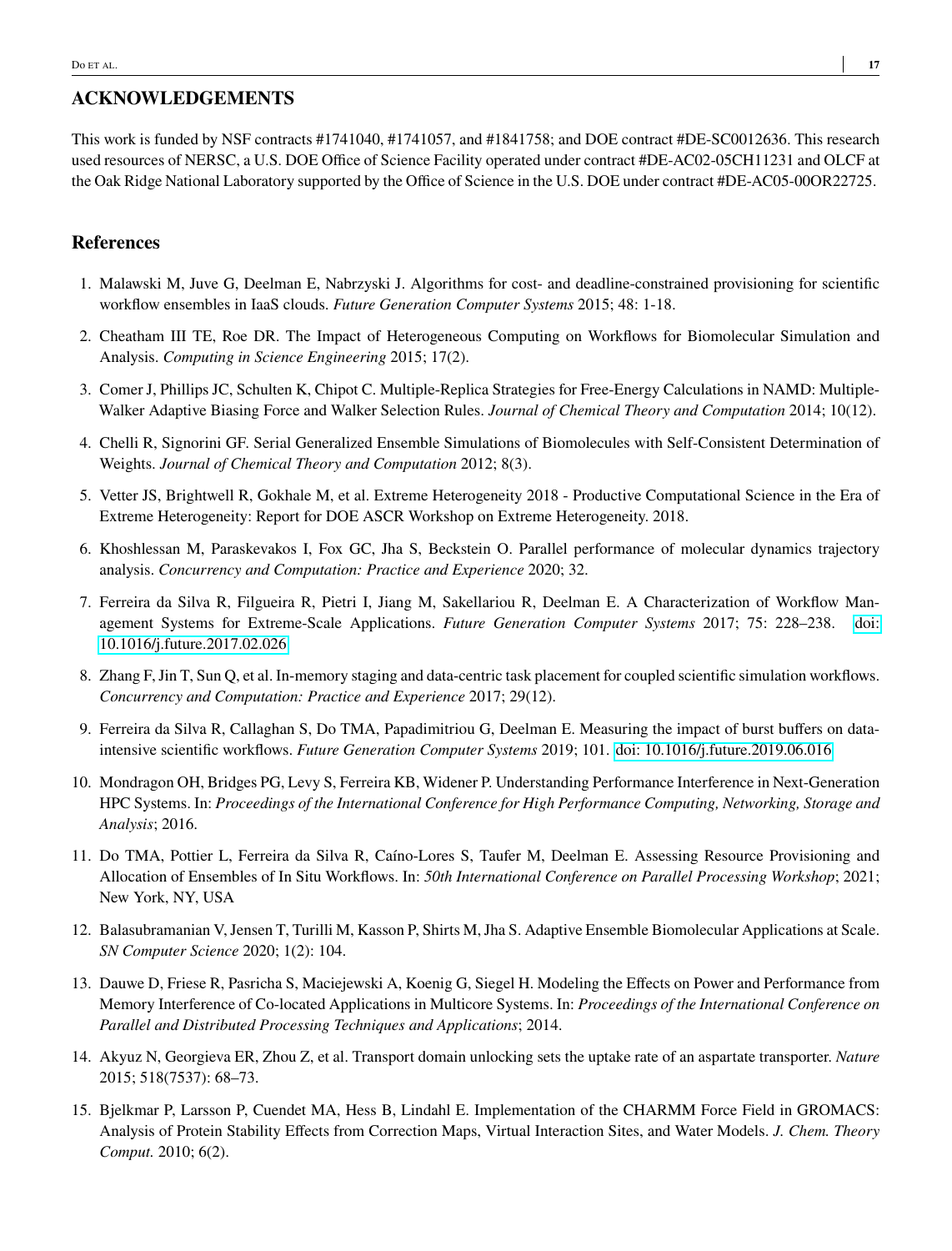## ACKNOWLEDGEMENTS

This work is funded by NSF contracts #1741040, #1741057, and #1841758; and DOE contract #DE-SC0012636. This research used resources of NERSC, a U.S. DOE Office of Science Facility operated under contract #DE-AC02-05CH11231 and OLCF at the Oak Ridge National Laboratory supported by the Office of Science in the U.S. DOE under contract #DE-AC05-00OR22725.

## References

1. Malawski M, Juve G, Deelman E, Nabrzyski J. Algorithms for cost- and deadline-constrained provisioning for scientific workflow ensembles in IaaS clouds. *Future Generation Computer Systems* 2015; 48: 1-18.
2. Cheatham III TE, Roe DR. The Impact of Heterogeneous Computing on Workflows for Biomolecular Simulation and Analysis. *Computing in Science Engineering* 2015; 17(2).
3. Comer J, Phillips JC, Schulten K, Chipot C. Multiple-Replica Strategies for Free-Energy Calculations in NAMD: Multiple-Walker Adaptive Biasing Force and Walker Selection Rules. *Journal of Chemical Theory and Computation* 2014; 10(12).
4. Chelli R, Signorini GF. Serial Generalized Ensemble Simulations of Biomolecules with Self-Consistent Determination of Weights. *Journal of Chemical Theory and Computation* 2012; 8(3).
5. Vetter JS, Brightwell R, Gokhale M, et al. Extreme Heterogeneity 2018 - Productive Computational Science in the Era of Extreme Heterogeneity: Report for DOE ASCR Workshop on Extreme Heterogeneity. 2018.
6. Khoshlessan M, Paraskevakos I, Fox GC, Jha S, Beckstein O. Parallel performance of molecular dynamics trajectory analysis. *Concurrency and Computation: Practice and Experience* 2020; 32.
7. Ferreira da Silva R, Filgueira R, Pietri I, Jiang M, Sakellariou R, Deelman E. A Characterization of Workflow Management Systems for Extreme-Scale Applications. *Future Generation Computer Systems* 2017; 75: 228–238. doi: 10.1016/j.future.2017.02.026
8. Zhang F, Jin T, Sun Q, et al. In-memory staging and data-centric task placement for coupled scientific simulation workflows. *Concurrency and Computation: Practice and Experience* 2017; 29(12).
9. Ferreira da Silva R, Callaghan S, Do TMA, Papadimitriou G, Deelman E. Measuring the impact of burst buffers on data-intensive scientific workflows. *Future Generation Computer Systems* 2019; 101. doi: 10.1016/j.future.2019.06.016
10. Mondragon OH, Bridges PG, Levy S, Ferreira KB, Widener P. Understanding Performance Interference in Next-Generation HPC Systems. In: *Proceedings of the International Conference for High Performance Computing, Networking, Storage and Analysis*; 2016.
11. Do TMA, Pottier L, Ferreira da Silva R, Caíno-Lores S, Taufer M, Deelman E. Assessing Resource Provisioning and Allocation of Ensembles of In Situ Workflows. In: *50th International Conference on Parallel Processing Workshop*; 2021; New York, NY, USA
12. Balasubramanian V, Jensen T, Turilli M, Kasson P, Shirts M, Jha S. Adaptive Ensemble Biomolecular Applications at Scale. *SN Computer Science* 2020; 1(2): 104.
13. Dauwe D, Friese R, Pasricha S, Maciejewski A, Koenig G, Siegel H. Modeling the Effects on Power and Performance from Memory Interference of Co-located Applications in Multicore Systems. In: *Proceedings of the International Conference on Parallel and Distributed Processing Techniques and Applications*; 2014.
14. Akyuz N, Georgieva ER, Zhou Z, et al. Transport domain unlocking sets the uptake rate of an aspartate transporter. *Nature* 2015; 518(7537): 68–73.
15. Bjelkmar P, Larsson P, Cuendet MA, Hess B, Lindahl E. Implementation of the CHARMM Force Field in GROMACS: Analysis of Protein Stability Effects from Correction Maps, Virtual Interaction Sites, and Water Models. *J. Chem. Theory Comput.* 2010; 6(2).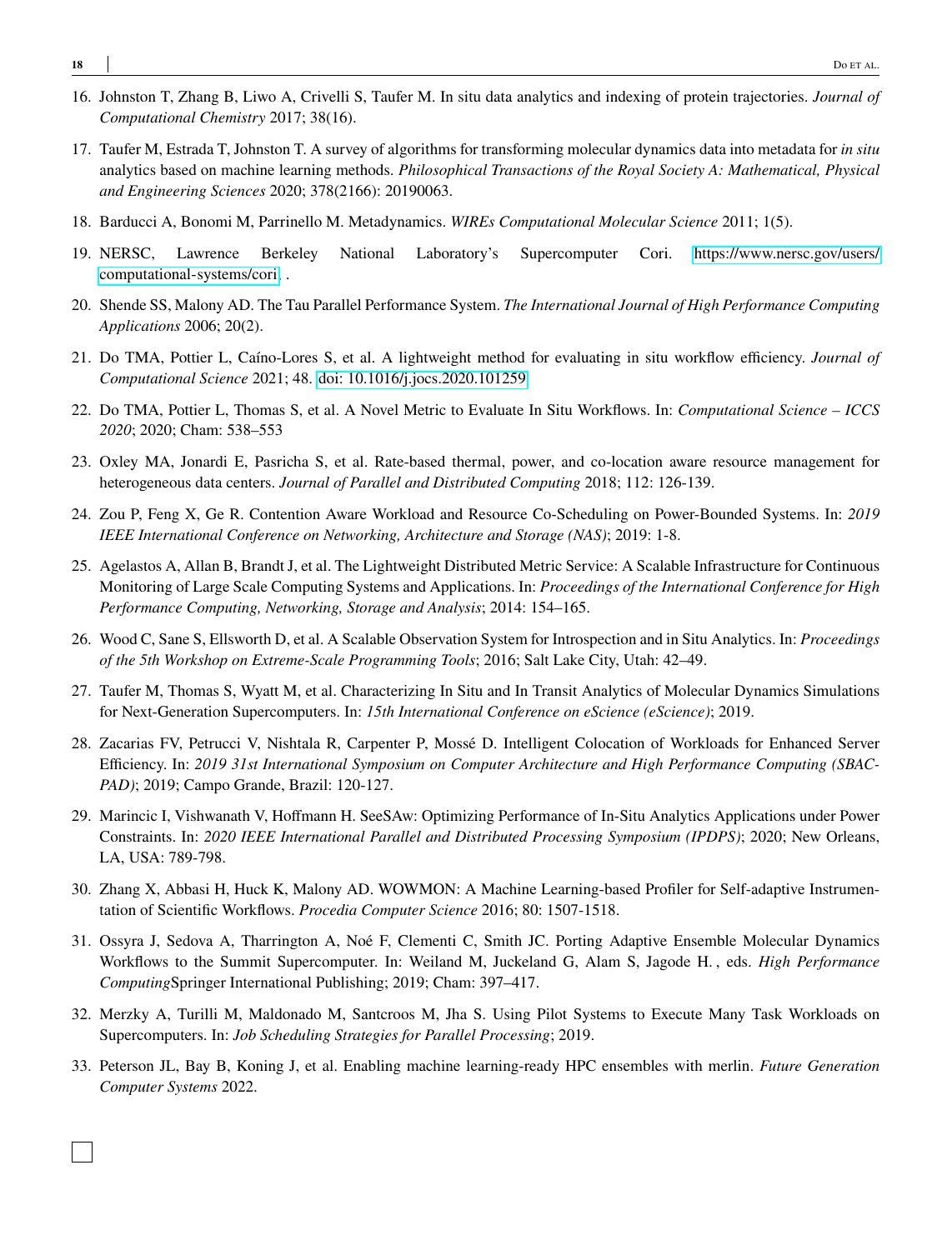16. Johnston T, Zhang B, Liwo A, Crivelli S, Taufer M. In situ data analytics and indexing of protein trajectories. *Journal of Computational Chemistry* 2017; 38(16).

17. Taufer M, Estrada T, Johnston T. A survey of algorithms for transforming molecular dynamics data into metadata for *in situ* analytics based on machine learning methods. *Philosophical Transactions of the Royal Society A: Mathematical, Physical and Engineering Sciences* 2020; 378(2166): 20190063.

18. Barducci A, Bonomi M, Parrinello M. Metadynamics. *WIREs Computational Molecular Science* 2011; 1(5).

19. NERSC, Lawrence Berkeley National Laboratory's Supercomputer Cori. https://www.nersc.gov/users/computational-systems/cori. .

20. Shende SS, Malony AD. The Tau Parallel Performance System. *The International Journal of High Performance Computing Applications* 2006; 20(2).

21. Do TMA, Pottier L, Caíno-Lores S, et al. A lightweight method for evaluating in situ workflow efficiency. *Journal of Computational Science* 2021; 48. doi: 10.1016/j.jocs.2020.101259

22. Do TMA, Pottier L, Thomas S, et al. A Novel Metric to Evaluate In Situ Workflows. In: *Computational Science – ICCS 2020*; 2020; Cham: 538–553

23. Oxley MA, Jonardi E, Pasricha S, et al. Rate-based thermal, power, and co-location aware resource management for heterogeneous data centers. *Journal of Parallel and Distributed Computing* 2018; 112: 126-139.

24. Zou P, Feng X, Ge R. Contention Aware Workload and Resource Co-Scheduling on Power-Bounded Systems. In: *2019 IEEE International Conference on Networking, Architecture and Storage (NAS)*; 2019: 1-8.

25. Agelastos A, Allan B, Brandt J, et al. The Lightweight Distributed Metric Service: A Scalable Infrastructure for Continuous Monitoring of Large Scale Computing Systems and Applications. In: *Proceedings of the International Conference for High Performance Computing, Networking, Storage and Analysis*; 2014: 154–165.

26. Wood C, Sane S, Ellsworth D, et al. A Scalable Observation System for Introspection and in Situ Analytics. In: *Proceedings of the 5th Workshop on Extreme-Scale Programming Tools*; 2016; Salt Lake City, Utah: 42–49.

27. Taufer M, Thomas S, Wyatt M, et al. Characterizing In Situ and In Transit Analytics of Molecular Dynamics Simulations for Next-Generation Supercomputers. In: *15th International Conference on eScience (eScience)*; 2019.

28. Zacarias FV, Petrucci V, Nishtala R, Carpenter P, Mossé D. Intelligent Colocation of Workloads for Enhanced Server Efficiency. In: *2019 31st International Symposium on Computer Architecture and High Performance Computing (SBAC-PAD)*; 2019; Campo Grande, Brazil: 120-127.

29. Marincic I, Vishwanath V, Hoffmann H. SeeSAw: Optimizing Performance of In-Situ Analytics Applications under Power Constraints. In: *2020 IEEE International Parallel and Distributed Processing Symposium (IPDPS)*; 2020; New Orleans, LA, USA: 789-798.

30. Zhang X, Abbasi H, Huck K, Malony AD. WOWMON: A Machine Learning-based Profiler for Self-adaptive Instrumentation of Scientific Workflows. *Procedia Computer Science* 2016; 80: 1507-1518.

31. Ossyra J, Sedova A, Tharrington A, Noé F, Clementi C, Smith JC. Porting Adaptive Ensemble Molecular Dynamics Workflows to the Summit Supercomputer. In: Weiland M, Juckeland G, Alam S, Jagode H. , eds. *High Performance Computing*Springer International Publishing; 2019; Cham: 397–417.

32. Merzky A, Turilli M, Maldonado M, Santcroos M, Jha S. Using Pilot Systems to Execute Many Task Workloads on Supercomputers. In: *Job Scheduling Strategies for Parallel Processing*; 2019.

33. Peterson JL, Bay B, Koning J, et al. Enabling machine learning-ready HPC ensembles with merlin. *Future Generation Computer Systems* 2022.